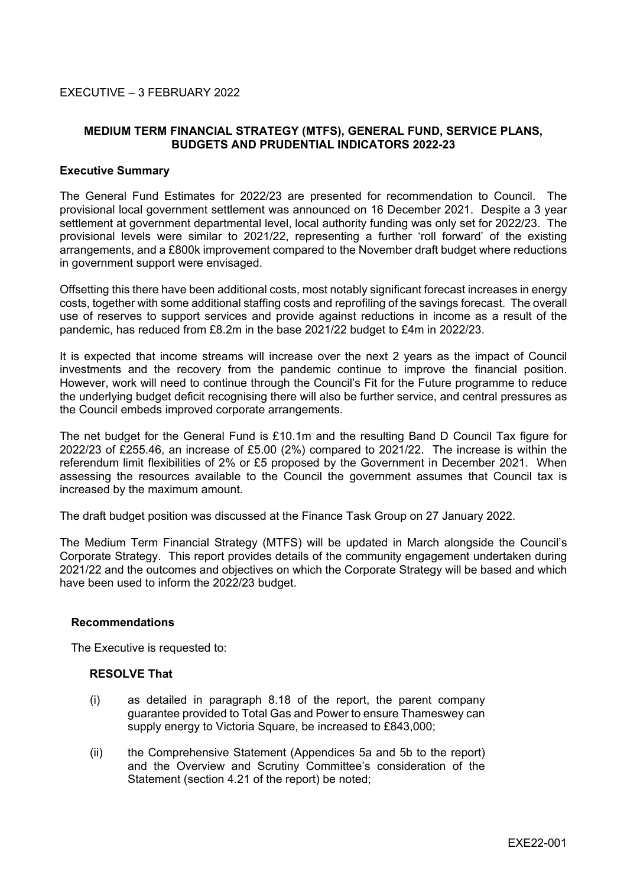EXECUTIVE – 3 FEBRUARY 2022

## MEDIUM TERM FINANCIAL STRATEGY (MTFS), GENERAL FUND, SERVICE PLANS, BUDGETS AND PRUDENTIAL INDICATORS 2022-23

### Executive Summary

The General Fund Estimates for 2022/23 are presented for recommendation to Council. The provisional local government settlement was announced on 16 December 2021. Despite a 3 year settlement at government departmental level, local authority funding was only set for 2022/23. The provisional levels were similar to 2021/22, representing a further 'roll forward' of the existing arrangements, and a £800k improvement compared to the November draft budget where reductions in government support were envisaged.

Offsetting this there have been additional costs, most notably significant forecast increases in energy costs, together with some additional staffing costs and reprofiling of the savings forecast. The overall use of reserves to support services and provide against reductions in income as a result of the pandemic, has reduced from £8.2m in the base 2021/22 budget to £4m in 2022/23.

It is expected that income streams will increase over the next 2 years as the impact of Council investments and the recovery from the pandemic continue to improve the financial position. However, work will need to continue through the Council's Fit for the Future programme to reduce the underlying budget deficit recognising there will also be further service, and central pressures as the Council embeds improved corporate arrangements.

The net budget for the General Fund is £10.1m and the resulting Band D Council Tax figure for 2022/23 of £255.46, an increase of £5.00 (2%) compared to 2021/22. The increase is within the referendum limit flexibilities of 2% or £5 proposed by the Government in December 2021. When assessing the resources available to the Council the government assumes that Council tax is increased by the maximum amount.

The draft budget position was discussed at the Finance Task Group on 27 January 2022.

The Medium Term Financial Strategy (MTFS) will be updated in March alongside the Council's Corporate Strategy. This report provides details of the community engagement undertaken during 2021/22 and the outcomes and objectives on which the Corporate Strategy will be based and which have been used to inform the 2022/23 budget.

### Recommendations

The Executive is requested to:

**RESOLVE That**

(i) as detailed in paragraph 8.18 of the report, the parent company guarantee provided to Total Gas and Power to ensure Thameswey can supply energy to Victoria Square, be increased to £843,000;

(ii) the Comprehensive Statement (Appendices 5a and 5b to the report) and the Overview and Scrutiny Committee's consideration of the Statement (section 4.21 of the report) be noted;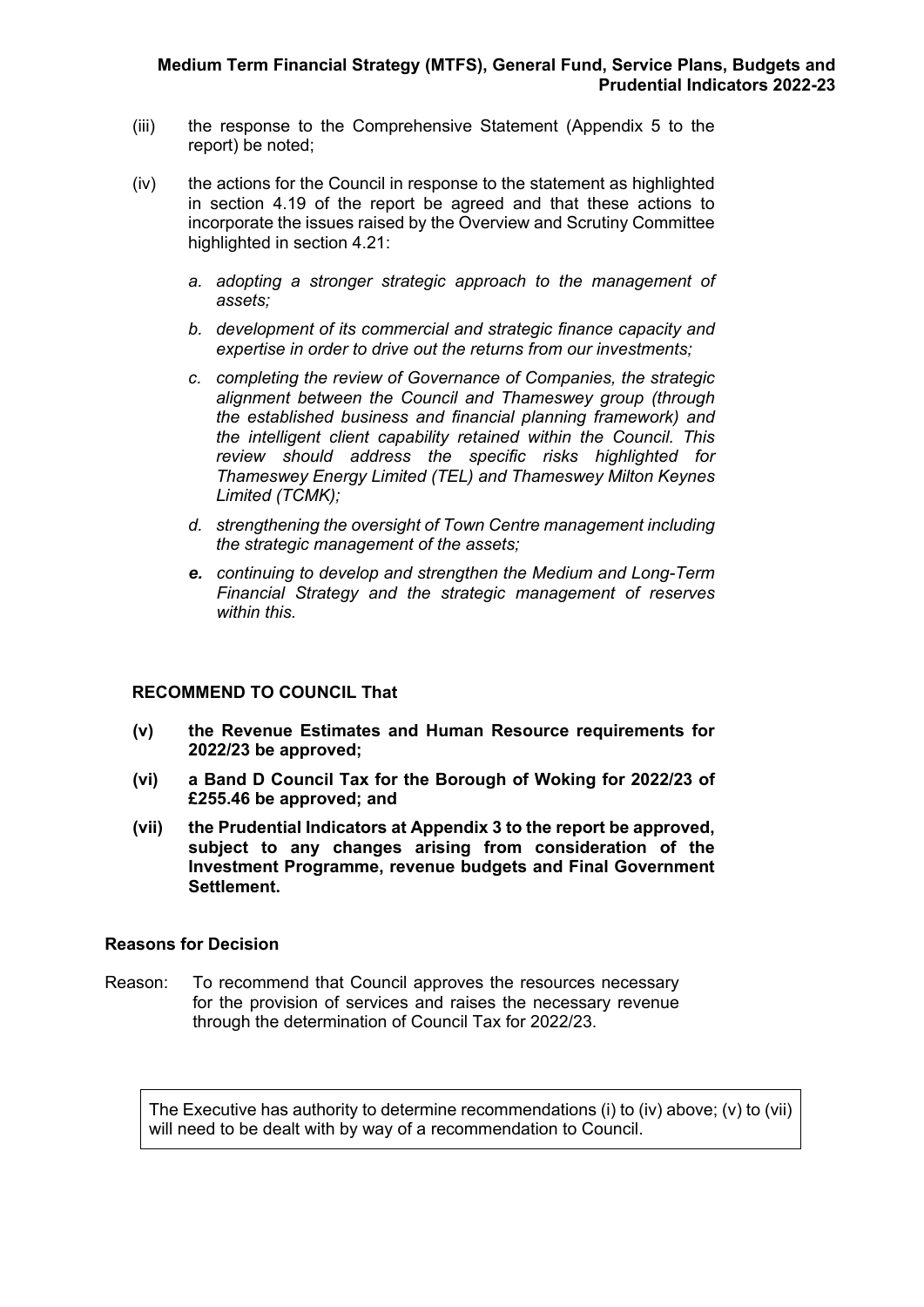(iii) the response to the Comprehensive Statement (Appendix 5 to the report) be noted;

(iv) the actions for the Council in response to the statement as highlighted in section 4.19 of the report be agreed and that these actions to incorporate the issues raised by the Overview and Scrutiny Committee highlighted in section 4.21:

*a. adopting a stronger strategic approach to the management of assets;*

*b. development of its commercial and strategic finance capacity and expertise in order to drive out the returns from our investments;*

*c. completing the review of Governance of Companies, the strategic alignment between the Council and Thameswey group (through the established business and financial planning framework) and the intelligent client capability retained within the Council. This review should address the specific risks highlighted for Thameswey Energy Limited (TEL) and Thameswey Milton Keynes Limited (TCMK);*

*d. strengthening the oversight of Town Centre management including the strategic management of the assets;*

***e.** continuing to develop and strengthen the Medium and Long-Term Financial Strategy and the strategic management of reserves within this.*

**RECOMMEND TO COUNCIL That**

**(v) the Revenue Estimates and Human Resource requirements for 2022/23 be approved;**

**(vi) a Band D Council Tax for the Borough of Woking for 2022/23 of £255.46 be approved; and**

**(vii) the Prudential Indicators at Appendix 3 to the report be approved, subject to any changes arising from consideration of the Investment Programme, revenue budgets and Final Government Settlement.**

**Reasons for Decision**

Reason: To recommend that Council approves the resources necessary for the provision of services and raises the necessary revenue through the determination of Council Tax for 2022/23.

The Executive has authority to determine recommendations (i) to (iv) above; (v) to (vii) will need to be dealt with by way of a recommendation to Council.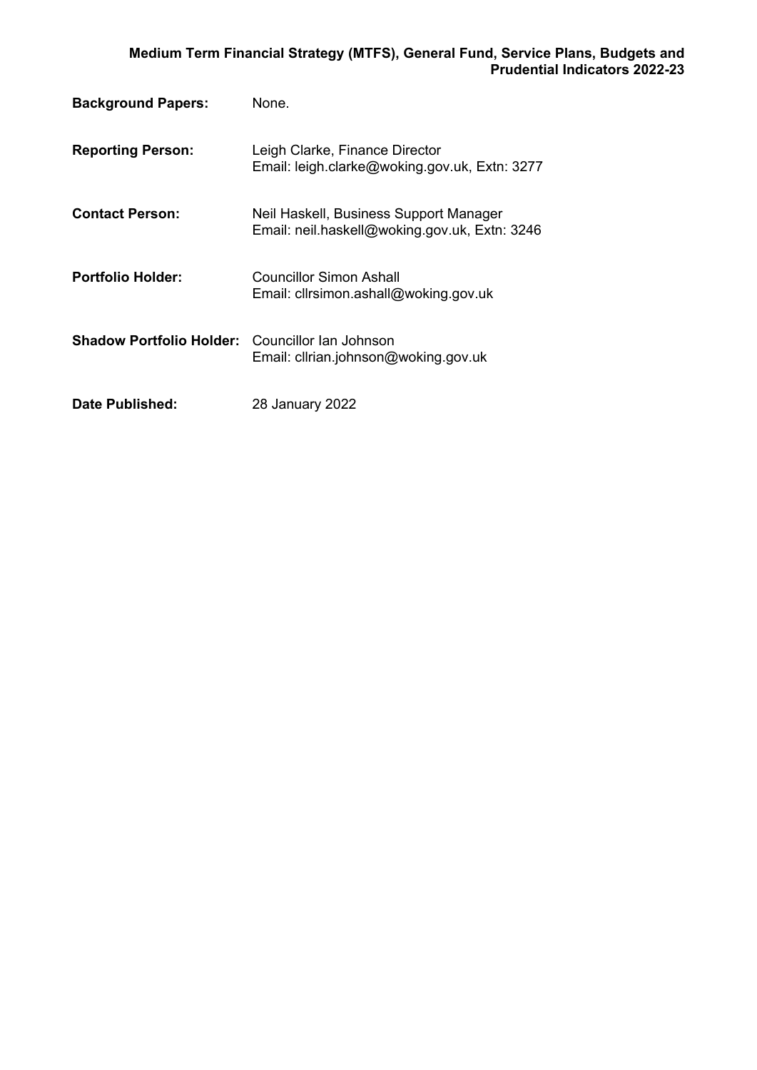**Medium Term Financial Strategy (MTFS), General Fund, Service Plans, Budgets and Prudential Indicators 2022-23**

| | |
|---|---|
| **Background Papers:** | None. |
| **Reporting Person:** | Leigh Clarke, Finance Director<br>Email: leigh.clarke@woking.gov.uk, Extn: 3277 |
| **Contact Person:** | Neil Haskell, Business Support Manager<br>Email: neil.haskell@woking.gov.uk, Extn: 3246 |
| **Portfolio Holder:** | Councillor Simon Ashall<br>Email: cllrsimon.ashall@woking.gov.uk |
| **Shadow Portfolio Holder:** | Councillor Ian Johnson<br>Email: cllrian.johnson@woking.gov.uk |
| **Date Published:** | 28 January 2022 |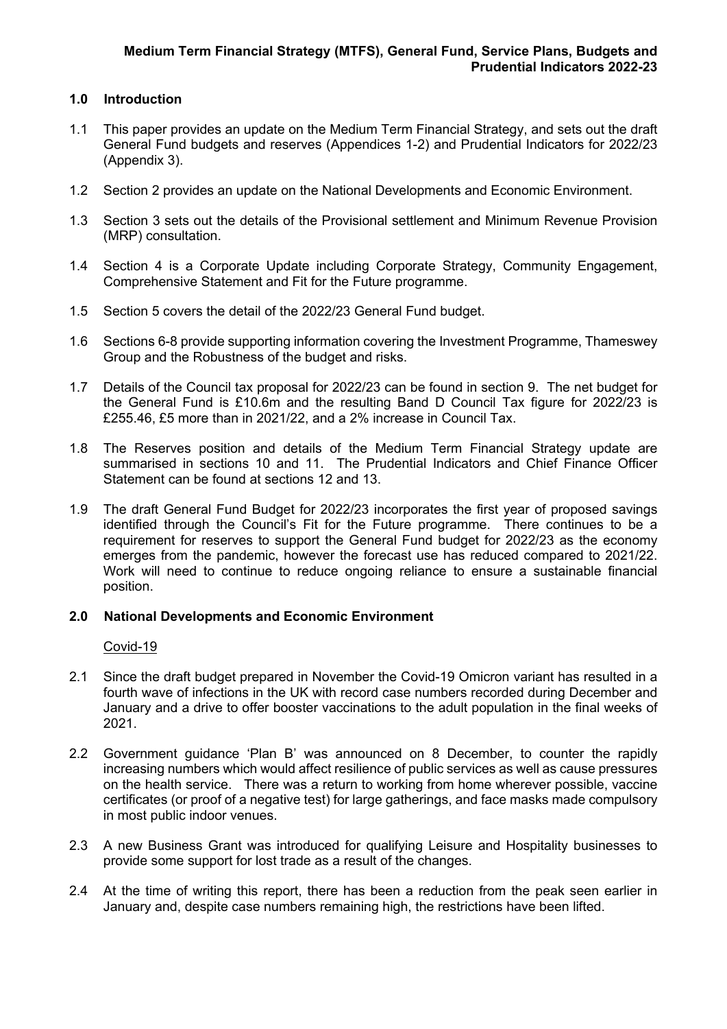**Medium Term Financial Strategy (MTFS), General Fund, Service Plans, Budgets and Prudential Indicators 2022-23**

## 1.0 Introduction

1.1 This paper provides an update on the Medium Term Financial Strategy, and sets out the draft General Fund budgets and reserves (Appendices 1-2) and Prudential Indicators for 2022/23 (Appendix 3).

1.2 Section 2 provides an update on the National Developments and Economic Environment.

1.3 Section 3 sets out the details of the Provisional settlement and Minimum Revenue Provision (MRP) consultation.

1.4 Section 4 is a Corporate Update including Corporate Strategy, Community Engagement, Comprehensive Statement and Fit for the Future programme.

1.5 Section 5 covers the detail of the 2022/23 General Fund budget.

1.6 Sections 6-8 provide supporting information covering the Investment Programme, Thameswey Group and the Robustness of the budget and risks.

1.7 Details of the Council tax proposal for 2022/23 can be found in section 9. The net budget for the General Fund is £10.6m and the resulting Band D Council Tax figure for 2022/23 is £255.46, £5 more than in 2021/22, and a 2% increase in Council Tax.

1.8 The Reserves position and details of the Medium Term Financial Strategy update are summarised in sections 10 and 11. The Prudential Indicators and Chief Finance Officer Statement can be found at sections 12 and 13.

1.9 The draft General Fund Budget for 2022/23 incorporates the first year of proposed savings identified through the Council's Fit for the Future programme. There continues to be a requirement for reserves to support the General Fund budget for 2022/23 as the economy emerges from the pandemic, however the forecast use has reduced compared to 2021/22. Work will need to continue to reduce ongoing reliance to ensure a sustainable financial position.

## 2.0 National Developments and Economic Environment

Covid-19

2.1 Since the draft budget prepared in November the Covid-19 Omicron variant has resulted in a fourth wave of infections in the UK with record case numbers recorded during December and January and a drive to offer booster vaccinations to the adult population in the final weeks of 2021.

2.2 Government guidance 'Plan B' was announced on 8 December, to counter the rapidly increasing numbers which would affect resilience of public services as well as cause pressures on the health service. There was a return to working from home wherever possible, vaccine certificates (or proof of a negative test) for large gatherings, and face masks made compulsory in most public indoor venues.

2.3 A new Business Grant was introduced for qualifying Leisure and Hospitality businesses to provide some support for lost trade as a result of the changes.

2.4 At the time of writing this report, there has been a reduction from the peak seen earlier in January and, despite case numbers remaining high, the restrictions have been lifted.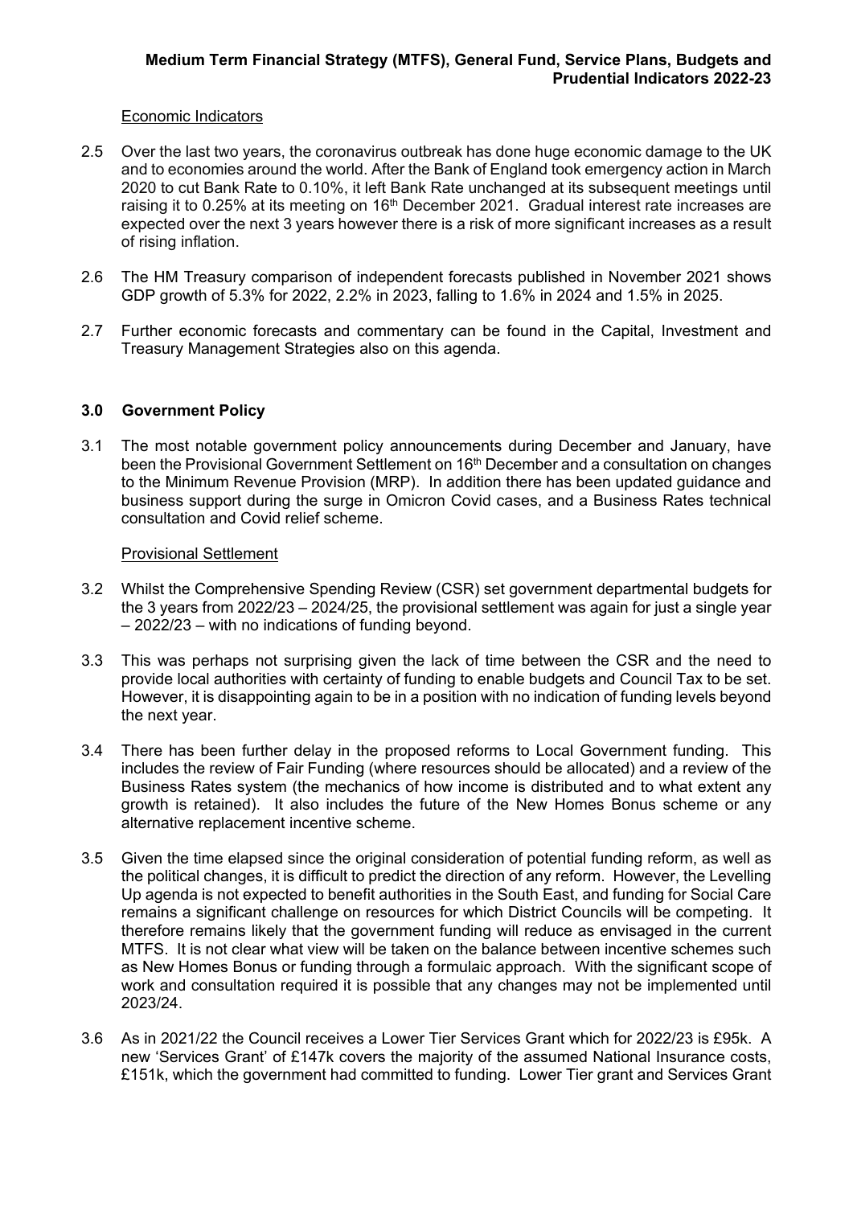Economic Indicators

2.5 Over the last two years, the coronavirus outbreak has done huge economic damage to the UK and to economies around the world. After the Bank of England took emergency action in March 2020 to cut Bank Rate to 0.10%, it left Bank Rate unchanged at its subsequent meetings until raising it to 0.25% at its meeting on 16th December 2021. Gradual interest rate increases are expected over the next 3 years however there is a risk of more significant increases as a result of rising inflation.

2.6 The HM Treasury comparison of independent forecasts published in November 2021 shows GDP growth of 5.3% for 2022, 2.2% in 2023, falling to 1.6% in 2024 and 1.5% in 2025.

2.7 Further economic forecasts and commentary can be found in the Capital, Investment and Treasury Management Strategies also on this agenda.

## 3.0 Government Policy

3.1 The most notable government policy announcements during December and January, have been the Provisional Government Settlement on 16th December and a consultation on changes to the Minimum Revenue Provision (MRP). In addition there has been updated guidance and business support during the surge in Omicron Covid cases, and a Business Rates technical consultation and Covid relief scheme.

Provisional Settlement

3.2 Whilst the Comprehensive Spending Review (CSR) set government departmental budgets for the 3 years from 2022/23 – 2024/25, the provisional settlement was again for just a single year – 2022/23 – with no indications of funding beyond.

3.3 This was perhaps not surprising given the lack of time between the CSR and the need to provide local authorities with certainty of funding to enable budgets and Council Tax to be set. However, it is disappointing again to be in a position with no indication of funding levels beyond the next year.

3.4 There has been further delay in the proposed reforms to Local Government funding. This includes the review of Fair Funding (where resources should be allocated) and a review of the Business Rates system (the mechanics of how income is distributed and to what extent any growth is retained). It also includes the future of the New Homes Bonus scheme or any alternative replacement incentive scheme.

3.5 Given the time elapsed since the original consideration of potential funding reform, as well as the political changes, it is difficult to predict the direction of any reform. However, the Levelling Up agenda is not expected to benefit authorities in the South East, and funding for Social Care remains a significant challenge on resources for which District Councils will be competing. It therefore remains likely that the government funding will reduce as envisaged in the current MTFS. It is not clear what view will be taken on the balance between incentive schemes such as New Homes Bonus or funding through a formulaic approach. With the significant scope of work and consultation required it is possible that any changes may not be implemented until 2023/24.

3.6 As in 2021/22 the Council receives a Lower Tier Services Grant which for 2022/23 is £95k. A new 'Services Grant' of £147k covers the majority of the assumed National Insurance costs, £151k, which the government had committed to funding. Lower Tier grant and Services Grant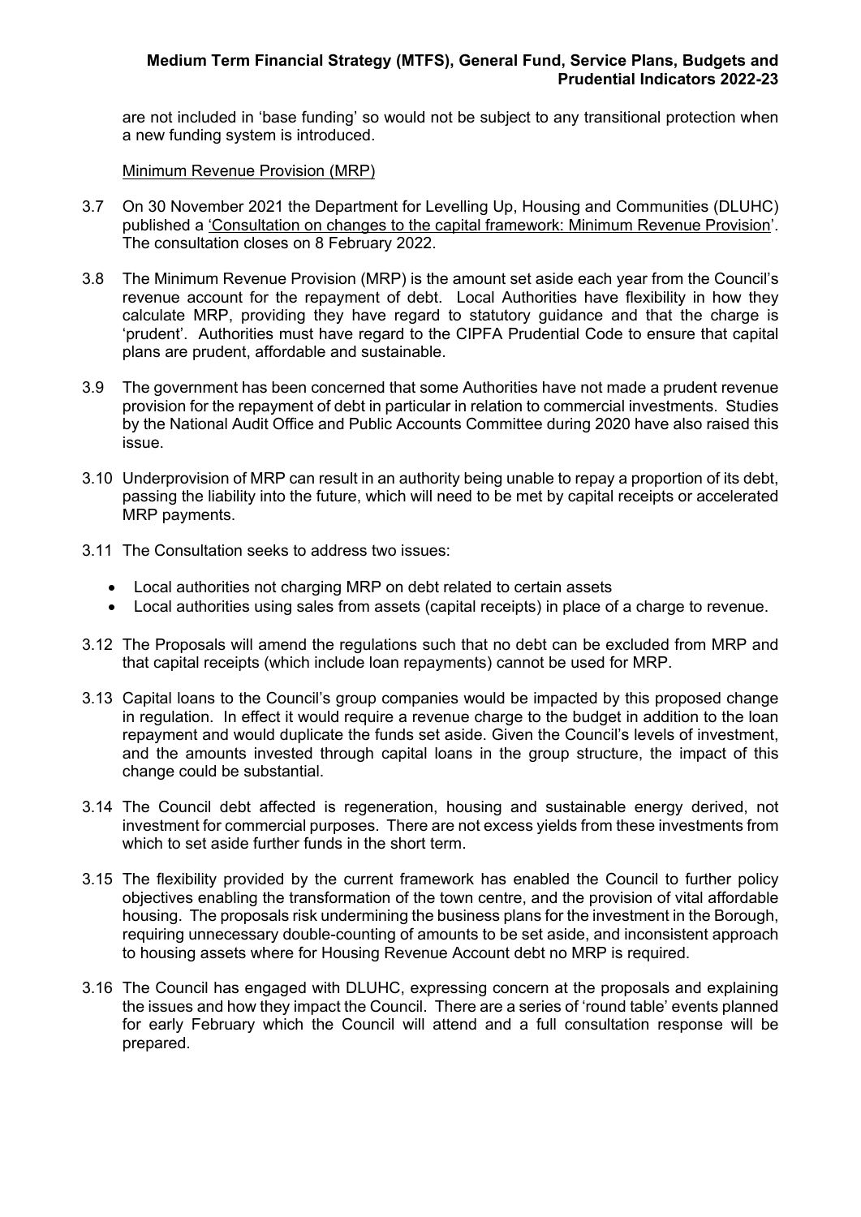are not included in 'base funding' so would not be subject to any transitional protection when a new funding system is introduced.

<u>Minimum Revenue Provision (MRP)</u>

3.7 On 30 November 2021 the Department for Levelling Up, Housing and Communities (DLUHC) published a 'Consultation on changes to the capital framework: Minimum Revenue Provision'. The consultation closes on 8 February 2022.

3.8 The Minimum Revenue Provision (MRP) is the amount set aside each year from the Council's revenue account for the repayment of debt. Local Authorities have flexibility in how they calculate MRP, providing they have regard to statutory guidance and that the charge is 'prudent'. Authorities must have regard to the CIPFA Prudential Code to ensure that capital plans are prudent, affordable and sustainable.

3.9 The government has been concerned that some Authorities have not made a prudent revenue provision for the repayment of debt in particular in relation to commercial investments. Studies by the National Audit Office and Public Accounts Committee during 2020 have also raised this issue.

3.10 Underprovision of MRP can result in an authority being unable to repay a proportion of its debt, passing the liability into the future, which will need to be met by capital receipts or accelerated MRP payments.

3.11 The Consultation seeks to address two issues:

- Local authorities not charging MRP on debt related to certain assets
- Local authorities using sales from assets (capital receipts) in place of a charge to revenue.

3.12 The Proposals will amend the regulations such that no debt can be excluded from MRP and that capital receipts (which include loan repayments) cannot be used for MRP.

3.13 Capital loans to the Council's group companies would be impacted by this proposed change in regulation. In effect it would require a revenue charge to the budget in addition to the loan repayment and would duplicate the funds set aside. Given the Council's levels of investment, and the amounts invested through capital loans in the group structure, the impact of this change could be substantial.

3.14 The Council debt affected is regeneration, housing and sustainable energy derived, not investment for commercial purposes. There are not excess yields from these investments from which to set aside further funds in the short term.

3.15 The flexibility provided by the current framework has enabled the Council to further policy objectives enabling the transformation of the town centre, and the provision of vital affordable housing. The proposals risk undermining the business plans for the investment in the Borough, requiring unnecessary double-counting of amounts to be set aside, and inconsistent approach to housing assets where for Housing Revenue Account debt no MRP is required.

3.16 The Council has engaged with DLUHC, expressing concern at the proposals and explaining the issues and how they impact the Council. There are a series of 'round table' events planned for early February which the Council will attend and a full consultation response will be prepared.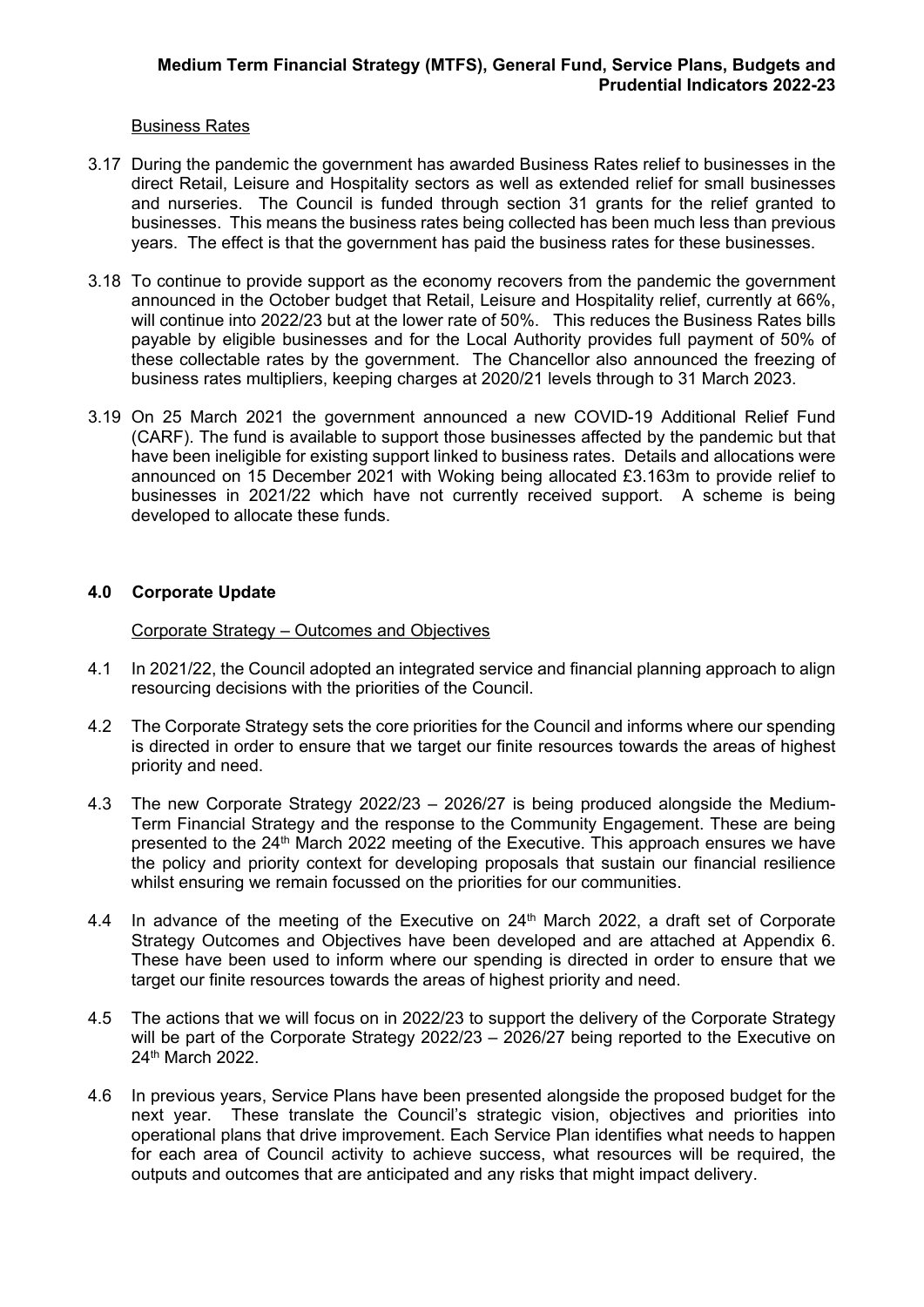Business Rates

3.17 During the pandemic the government has awarded Business Rates relief to businesses in the direct Retail, Leisure and Hospitality sectors as well as extended relief for small businesses and nurseries. The Council is funded through section 31 grants for the relief granted to businesses. This means the business rates being collected has been much less than previous years. The effect is that the government has paid the business rates for these businesses.

3.18 To continue to provide support as the economy recovers from the pandemic the government announced in the October budget that Retail, Leisure and Hospitality relief, currently at 66%, will continue into 2022/23 but at the lower rate of 50%. This reduces the Business Rates bills payable by eligible businesses and for the Local Authority provides full payment of 50% of these collectable rates by the government. The Chancellor also announced the freezing of business rates multipliers, keeping charges at 2020/21 levels through to 31 March 2023.

3.19 On 25 March 2021 the government announced a new COVID-19 Additional Relief Fund (CARF). The fund is available to support those businesses affected by the pandemic but that have been ineligible for existing support linked to business rates. Details and allocations were announced on 15 December 2021 with Woking being allocated £3.163m to provide relief to businesses in 2021/22 which have not currently received support. A scheme is being developed to allocate these funds.

## 4.0 Corporate Update

Corporate Strategy – Outcomes and Objectives

4.1 In 2021/22, the Council adopted an integrated service and financial planning approach to align resourcing decisions with the priorities of the Council.

4.2 The Corporate Strategy sets the core priorities for the Council and informs where our spending is directed in order to ensure that we target our finite resources towards the areas of highest priority and need.

4.3 The new Corporate Strategy 2022/23 – 2026/27 is being produced alongside the Medium-Term Financial Strategy and the response to the Community Engagement. These are being presented to the 24th March 2022 meeting of the Executive. This approach ensures we have the policy and priority context for developing proposals that sustain our financial resilience whilst ensuring we remain focussed on the priorities for our communities.

4.4 In advance of the meeting of the Executive on 24th March 2022, a draft set of Corporate Strategy Outcomes and Objectives have been developed and are attached at Appendix 6. These have been used to inform where our spending is directed in order to ensure that we target our finite resources towards the areas of highest priority and need.

4.5 The actions that we will focus on in 2022/23 to support the delivery of the Corporate Strategy will be part of the Corporate Strategy 2022/23 – 2026/27 being reported to the Executive on 24th March 2022.

4.6 In previous years, Service Plans have been presented alongside the proposed budget for the next year. These translate the Council's strategic vision, objectives and priorities into operational plans that drive improvement. Each Service Plan identifies what needs to happen for each area of Council activity to achieve success, what resources will be required, the outputs and outcomes that are anticipated and any risks that might impact delivery.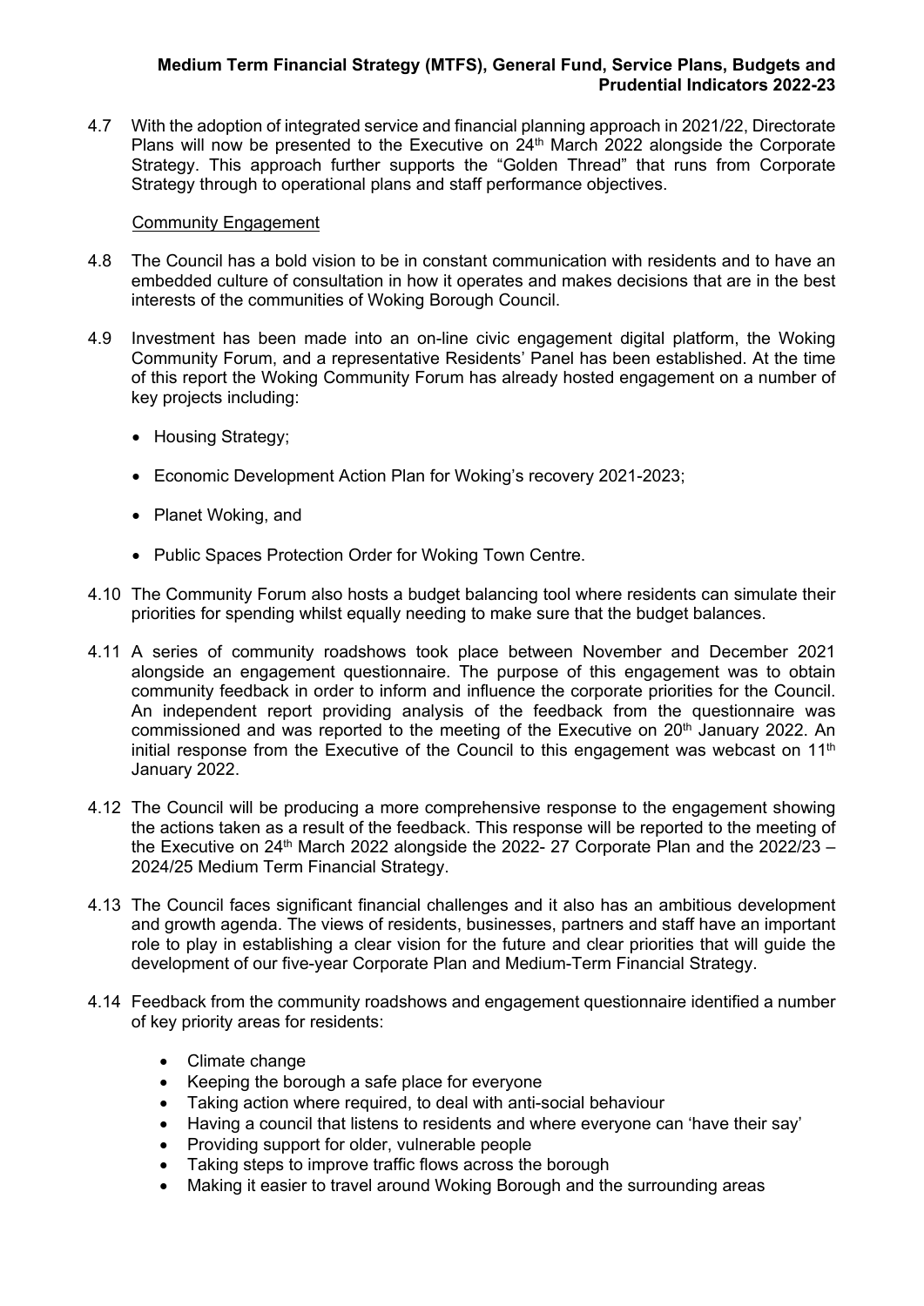4.7 With the adoption of integrated service and financial planning approach in 2021/22, Directorate Plans will now be presented to the Executive on 24th March 2022 alongside the Corporate Strategy. This approach further supports the "Golden Thread" that runs from Corporate Strategy through to operational plans and staff performance objectives.

Community Engagement

4.8 The Council has a bold vision to be in constant communication with residents and to have an embedded culture of consultation in how it operates and makes decisions that are in the best interests of the communities of Woking Borough Council.

4.9 Investment has been made into an on-line civic engagement digital platform, the Woking Community Forum, and a representative Residents' Panel has been established. At the time of this report the Woking Community Forum has already hosted engagement on a number of key projects including:

- Housing Strategy;
- Economic Development Action Plan for Woking's recovery 2021-2023;
- Planet Woking, and
- Public Spaces Protection Order for Woking Town Centre.

4.10 The Community Forum also hosts a budget balancing tool where residents can simulate their priorities for spending whilst equally needing to make sure that the budget balances.

4.11 A series of community roadshows took place between November and December 2021 alongside an engagement questionnaire. The purpose of this engagement was to obtain community feedback in order to inform and influence the corporate priorities for the Council. An independent report providing analysis of the feedback from the questionnaire was commissioned and was reported to the meeting of the Executive on 20th January 2022. An initial response from the Executive of the Council to this engagement was webcast on 11th January 2022.

4.12 The Council will be producing a more comprehensive response to the engagement showing the actions taken as a result of the feedback. This response will be reported to the meeting of the Executive on 24th March 2022 alongside the 2022- 27 Corporate Plan and the 2022/23 – 2024/25 Medium Term Financial Strategy.

4.13 The Council faces significant financial challenges and it also has an ambitious development and growth agenda. The views of residents, businesses, partners and staff have an important role to play in establishing a clear vision for the future and clear priorities that will guide the development of our five-year Corporate Plan and Medium-Term Financial Strategy.

4.14 Feedback from the community roadshows and engagement questionnaire identified a number of key priority areas for residents:

- Climate change
- Keeping the borough a safe place for everyone
- Taking action where required, to deal with anti-social behaviour
- Having a council that listens to residents and where everyone can 'have their say'
- Providing support for older, vulnerable people
- Taking steps to improve traffic flows across the borough
- Making it easier to travel around Woking Borough and the surrounding areas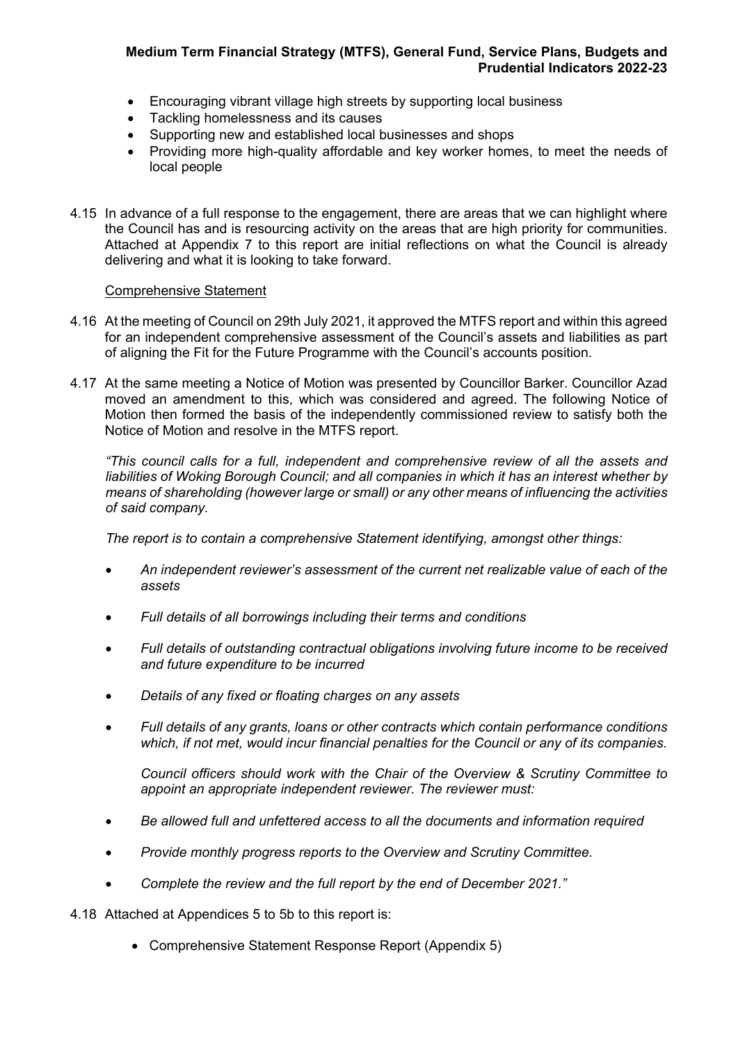- Encouraging vibrant village high streets by supporting local business
- Tackling homelessness and its causes
- Supporting new and established local businesses and shops
- Providing more high-quality affordable and key worker homes, to meet the needs of local people

4.15 In advance of a full response to the engagement, there are areas that we can highlight where the Council has and is resourcing activity on the areas that are high priority for communities. Attached at Appendix 7 to this report are initial reflections on what the Council is already delivering and what it is looking to take forward.

Comprehensive Statement

4.16 At the meeting of Council on 29th July 2021, it approved the MTFS report and within this agreed for an independent comprehensive assessment of the Council's assets and liabilities as part of aligning the Fit for the Future Programme with the Council's accounts position.

4.17 At the same meeting a Notice of Motion was presented by Councillor Barker. Councillor Azad moved an amendment to this, which was considered and agreed. The following Notice of Motion then formed the basis of the independently commissioned review to satisfy both the Notice of Motion and resolve in the MTFS report.

*"This council calls for a full, independent and comprehensive review of all the assets and liabilities of Woking Borough Council; and all companies in which it has an interest whether by means of shareholding (however large or small) or any other means of influencing the activities of said company.*

*The report is to contain a comprehensive Statement identifying, amongst other things:*

- *An independent reviewer's assessment of the current net realizable value of each of the assets*
- *Full details of all borrowings including their terms and conditions*
- *Full details of outstanding contractual obligations involving future income to be received and future expenditure to be incurred*
- *Details of any fixed or floating charges on any assets*
- *Full details of any grants, loans or other contracts which contain performance conditions which, if not met, would incur financial penalties for the Council or any of its companies.*

*Council officers should work with the Chair of the Overview & Scrutiny Committee to appoint an appropriate independent reviewer. The reviewer must:*

- *Be allowed full and unfettered access to all the documents and information required*
- *Provide monthly progress reports to the Overview and Scrutiny Committee.*
- *Complete the review and the full report by the end of December 2021."*

4.18 Attached at Appendices 5 to 5b to this report is:

- Comprehensive Statement Response Report (Appendix 5)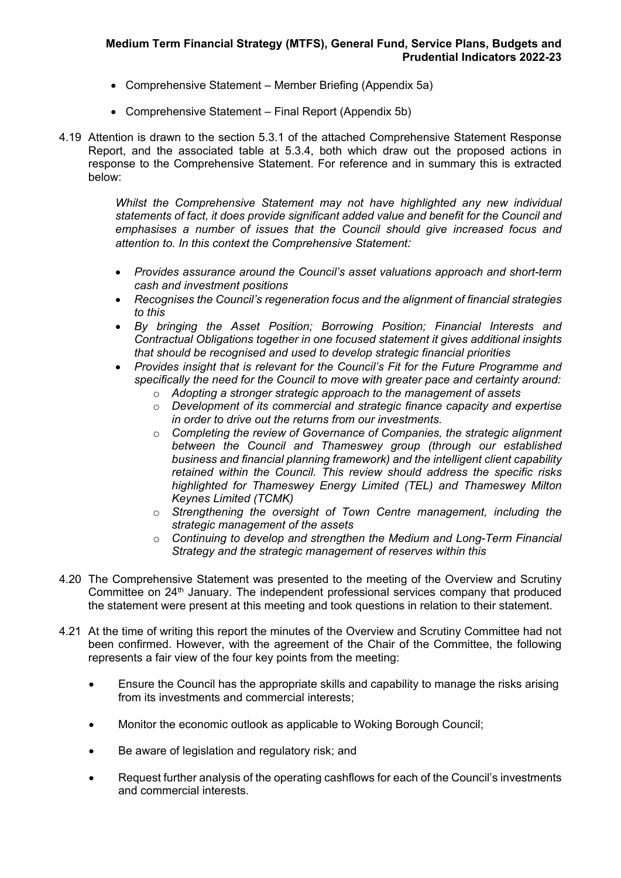- Comprehensive Statement – Member Briefing (Appendix 5a)
- Comprehensive Statement – Final Report (Appendix 5b)

4.19 Attention is drawn to the section 5.3.1 of the attached Comprehensive Statement Response Report, and the associated table at 5.3.4, both which draw out the proposed actions in response to the Comprehensive Statement. For reference and in summary this is extracted below:

*Whilst the Comprehensive Statement may not have highlighted any new individual statements of fact, it does provide significant added value and benefit for the Council and emphasises a number of issues that the Council should give increased focus and attention to. In this context the Comprehensive Statement:*

- *Provides assurance around the Council's asset valuations approach and short-term cash and investment positions*
- *Recognises the Council's regeneration focus and the alignment of financial strategies to this*
- *By bringing the Asset Position; Borrowing Position; Financial Interests and Contractual Obligations together in one focused statement it gives additional insights that should be recognised and used to develop strategic financial priorities*
- *Provides insight that is relevant for the Council's Fit for the Future Programme and specifically the need for the Council to move with greater pace and certainty around:*
  - *Adopting a stronger strategic approach to the management of assets*
  - *Development of its commercial and strategic finance capacity and expertise in order to drive out the returns from our investments.*
  - *Completing the review of Governance of Companies, the strategic alignment between the Council and Thameswey group (through our established business and financial planning framework) and the intelligent client capability retained within the Council. This review should address the specific risks highlighted for Thameswey Energy Limited (TEL) and Thameswey Milton Keynes Limited (TCMK)*
  - *Strengthening the oversight of Town Centre management, including the strategic management of the assets*
  - *Continuing to develop and strengthen the Medium and Long-Term Financial Strategy and the strategic management of reserves within this*

4.20 The Comprehensive Statement was presented to the meeting of the Overview and Scrutiny Committee on 24th January. The independent professional services company that produced the statement were present at this meeting and took questions in relation to their statement.

4.21 At the time of writing this report the minutes of the Overview and Scrutiny Committee had not been confirmed. However, with the agreement of the Chair of the Committee, the following represents a fair view of the four key points from the meeting:

- Ensure the Council has the appropriate skills and capability to manage the risks arising from its investments and commercial interests;
- Monitor the economic outlook as applicable to Woking Borough Council;
- Be aware of legislation and regulatory risk; and
- Request further analysis of the operating cashflows for each of the Council's investments and commercial interests.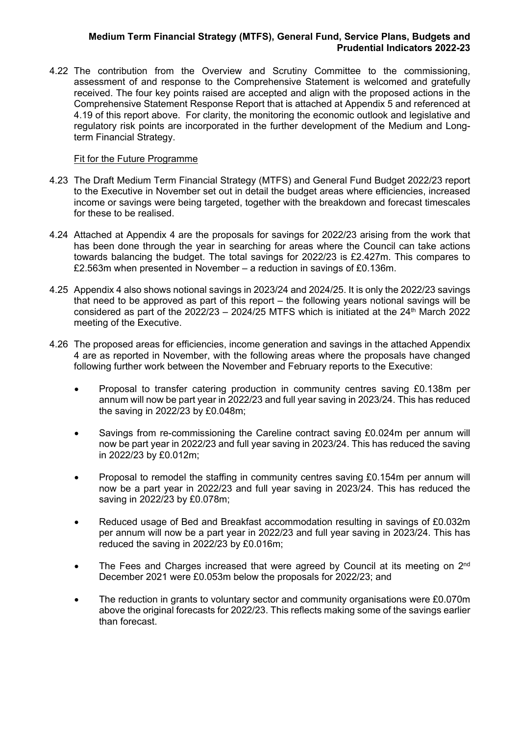4.22 The contribution from the Overview and Scrutiny Committee to the commissioning, assessment of and response to the Comprehensive Statement is welcomed and gratefully received. The four key points raised are accepted and align with the proposed actions in the Comprehensive Statement Response Report that is attached at Appendix 5 and referenced at 4.19 of this report above. For clarity, the monitoring the economic outlook and legislative and regulatory risk points are incorporated in the further development of the Medium and Long-term Financial Strategy.

Fit for the Future Programme

4.23 The Draft Medium Term Financial Strategy (MTFS) and General Fund Budget 2022/23 report to the Executive in November set out in detail the budget areas where efficiencies, increased income or savings were being targeted, together with the breakdown and forecast timescales for these to be realised.

4.24 Attached at Appendix 4 are the proposals for savings for 2022/23 arising from the work that has been done through the year in searching for areas where the Council can take actions towards balancing the budget. The total savings for 2022/23 is £2.427m. This compares to £2.563m when presented in November – a reduction in savings of £0.136m.

4.25 Appendix 4 also shows notional savings in 2023/24 and 2024/25. It is only the 2022/23 savings that need to be approved as part of this report – the following years notional savings will be considered as part of the 2022/23 – 2024/25 MTFS which is initiated at the 24th March 2022 meeting of the Executive.

4.26 The proposed areas for efficiencies, income generation and savings in the attached Appendix 4 are as reported in November, with the following areas where the proposals have changed following further work between the November and February reports to the Executive:

- Proposal to transfer catering production in community centres saving £0.138m per annum will now be part year in 2022/23 and full year saving in 2023/24. This has reduced the saving in 2022/23 by £0.048m;
- Savings from re-commissioning the Careline contract saving £0.024m per annum will now be part year in 2022/23 and full year saving in 2023/24. This has reduced the saving in 2022/23 by £0.012m;
- Proposal to remodel the staffing in community centres saving £0.154m per annum will now be a part year in 2022/23 and full year saving in 2023/24. This has reduced the saving in 2022/23 by £0.078m;
- Reduced usage of Bed and Breakfast accommodation resulting in savings of £0.032m per annum will now be a part year in 2022/23 and full year saving in 2023/24. This has reduced the saving in 2022/23 by £0.016m;
- The Fees and Charges increased that were agreed by Council at its meeting on 2nd December 2021 were £0.053m below the proposals for 2022/23; and
- The reduction in grants to voluntary sector and community organisations were £0.070m above the original forecasts for 2022/23. This reflects making some of the savings earlier than forecast.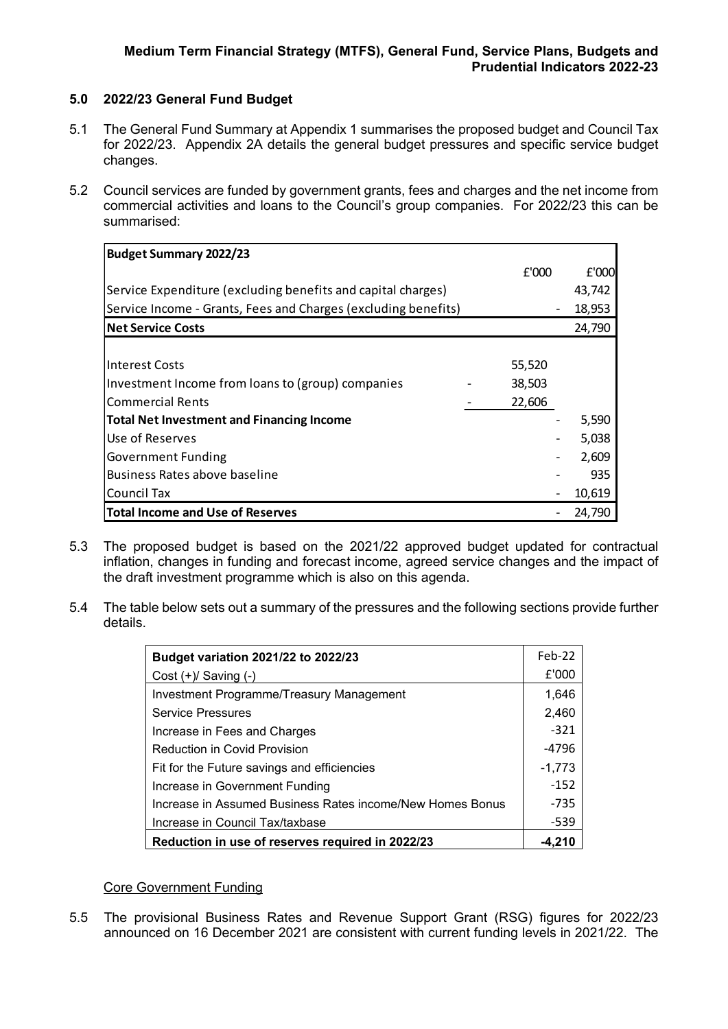## 5.0 2022/23 General Fund Budget

5.1 The General Fund Summary at Appendix 1 summarises the proposed budget and Council Tax for 2022/23. Appendix 2A details the general budget pressures and specific service budget changes.

5.2 Council services are funded by government grants, fees and charges and the net income from commercial activities and loans to the Council's group companies. For 2022/23 this can be summarised:

| Budget Summary 2022/23 | £'000 | £'000 |
|---|---|---|
| Service Expenditure (excluding benefits and capital charges) | | 43,742 |
| Service Income - Grants, Fees and Charges (excluding benefits) | | - 18,953 |
| **Net Service Costs** | | 24,790 |
| | | |
| Interest Costs | 55,520 | |
| Investment Income from loans to (group) companies | - 38,503 | |
| Commercial Rents | - 22,606 | |
| **Total Net Investment and Financing Income** | | - 5,590 |
| Use of Reserves | | - 5,038 |
| Government Funding | | - 2,609 |
| Business Rates above baseline | | - 935 |
| Council Tax | | - 10,619 |
| **Total Income and Use of Reserves** | | - 24,790 |

5.3 The proposed budget is based on the 2021/22 approved budget updated for contractual inflation, changes in funding and forecast income, agreed service changes and the impact of the draft investment programme which is also on this agenda.

5.4 The table below sets out a summary of the pressures and the following sections provide further details.

| Budget variation 2021/22 to 2022/23<br>Cost (+)/ Saving (-) | Feb-22<br>£'000 |
|---|---|
| Investment Programme/Treasury Management | 1,646 |
| Service Pressures | 2,460 |
| Increase in Fees and Charges | -321 |
| Reduction in Covid Provision | -4796 |
| Fit for the Future savings and efficiencies | -1,773 |
| Increase in Government Funding | -152 |
| Increase in Assumed Business Rates income/New Homes Bonus | -735 |
| Increase in Council Tax/taxbase | -539 |
| **Reduction in use of reserves required in 2022/23** | **-4,210** |

### Core Government Funding

5.5 The provisional Business Rates and Revenue Support Grant (RSG) figures for 2022/23 announced on 16 December 2021 are consistent with current funding levels in 2021/22. The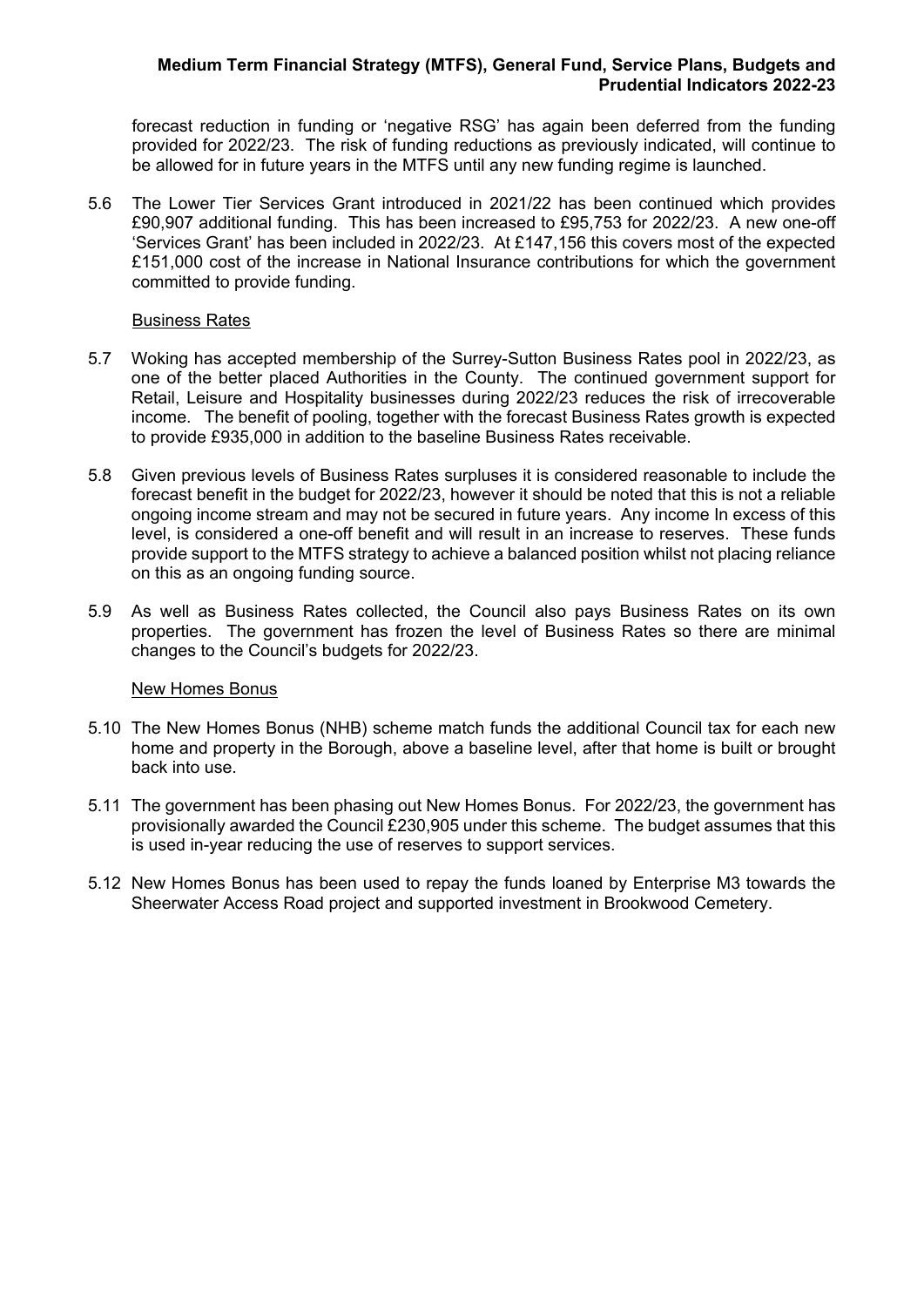forecast reduction in funding or 'negative RSG' has again been deferred from the funding provided for 2022/23. The risk of funding reductions as previously indicated, will continue to be allowed for in future years in the MTFS until any new funding regime is launched.

5.6 The Lower Tier Services Grant introduced in 2021/22 has been continued which provides £90,907 additional funding. This has been increased to £95,753 for 2022/23. A new one-off 'Services Grant' has been included in 2022/23. At £147,156 this covers most of the expected £151,000 cost of the increase in National Insurance contributions for which the government committed to provide funding.

Business Rates

5.7 Woking has accepted membership of the Surrey-Sutton Business Rates pool in 2022/23, as one of the better placed Authorities in the County. The continued government support for Retail, Leisure and Hospitality businesses during 2022/23 reduces the risk of irrecoverable income. The benefit of pooling, together with the forecast Business Rates growth is expected to provide £935,000 in addition to the baseline Business Rates receivable.

5.8 Given previous levels of Business Rates surpluses it is considered reasonable to include the forecast benefit in the budget for 2022/23, however it should be noted that this is not a reliable ongoing income stream and may not be secured in future years. Any income In excess of this level, is considered a one-off benefit and will result in an increase to reserves. These funds provide support to the MTFS strategy to achieve a balanced position whilst not placing reliance on this as an ongoing funding source.

5.9 As well as Business Rates collected, the Council also pays Business Rates on its own properties. The government has frozen the level of Business Rates so there are minimal changes to the Council's budgets for 2022/23.

New Homes Bonus

5.10 The New Homes Bonus (NHB) scheme match funds the additional Council tax for each new home and property in the Borough, above a baseline level, after that home is built or brought back into use.

5.11 The government has been phasing out New Homes Bonus. For 2022/23, the government has provisionally awarded the Council £230,905 under this scheme. The budget assumes that this is used in-year reducing the use of reserves to support services.

5.12 New Homes Bonus has been used to repay the funds loaned by Enterprise M3 towards the Sheerwater Access Road project and supported investment in Brookwood Cemetery.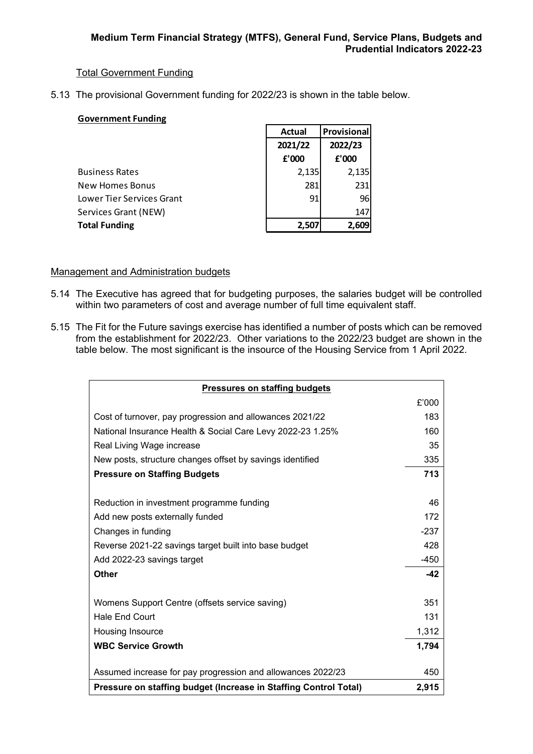Total Government Funding

5.13 The provisional Government funding for 2022/23 is shown in the table below.

**Government Funding**

| | Actual 2021/22 £'000 | Provisional 2022/23 £'000 |
|---|---|---|
| Business Rates | 2,135 | 2,135 |
| New Homes Bonus | 281 | 231 |
| Lower Tier Services Grant | 91 | 96 |
| Services Grant (NEW) | | 147 |
| **Total Funding** | **2,507** | **2,609** |

Management and Administration budgets

5.14 The Executive has agreed that for budgeting purposes, the salaries budget will be controlled within two parameters of cost and average number of full time equivalent staff.

5.15 The Fit for the Future savings exercise has identified a number of posts which can be removed from the establishment for 2022/23. Other variations to the 2022/23 budget are shown in the table below. The most significant is the insource of the Housing Service from 1 April 2022.

| **Pressures on staffing budgets** | |
|---|---|
| | £'000 |
| Cost of turnover, pay progression and allowances 2021/22 | 183 |
| National Insurance Health & Social Care Levy 2022-23 1.25% | 160 |
| Real Living Wage increase | 35 |
| New posts, structure changes offset by savings identified | 335 |
| **Pressure on Staffing Budgets** | **713** |
| | |
| Reduction in investment programme funding | 46 |
| Add new posts externally funded | 172 |
| Changes in funding | -237 |
| Reverse 2021-22 savings target built into base budget | 428 |
| Add 2022-23 savings target | -450 |
| **Other** | **-42** |
| | |
| Womens Support Centre (offsets service saving) | 351 |
| Hale End Court | 131 |
| Housing Insource | 1,312 |
| **WBC Service Growth** | **1,794** |
| | |
| Assumed increase for pay progression and allowances 2022/23 | 450 |
| **Pressure on staffing budget (Increase in Staffing Control Total)** | **2,915** |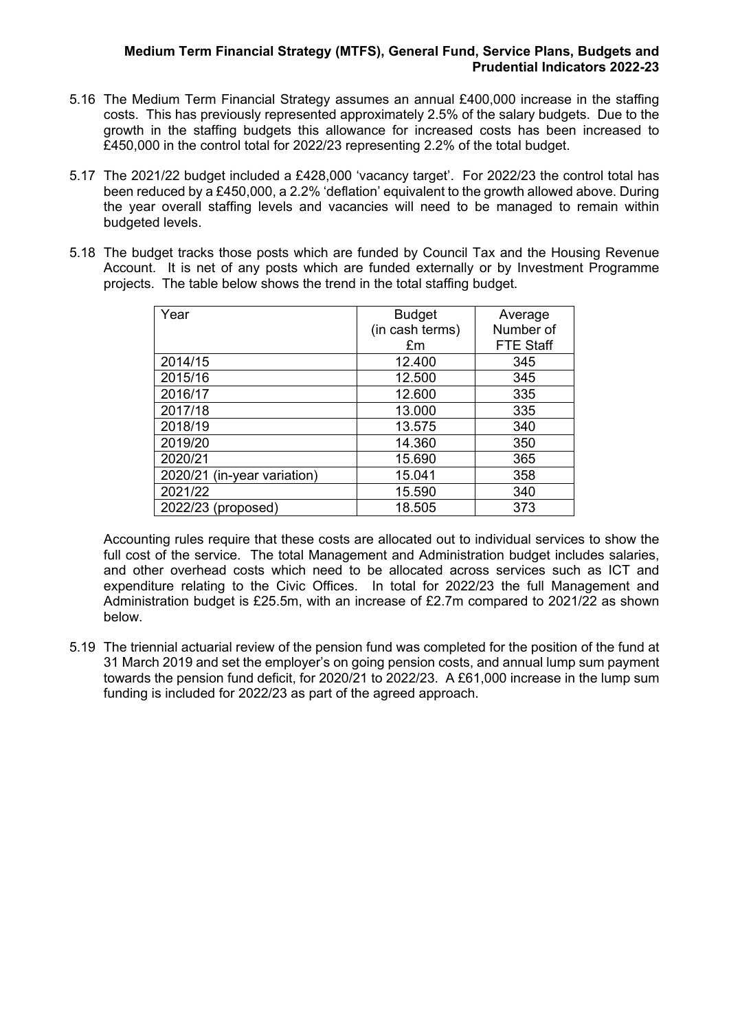5.16 The Medium Term Financial Strategy assumes an annual £400,000 increase in the staffing costs. This has previously represented approximately 2.5% of the salary budgets. Due to the growth in the staffing budgets this allowance for increased costs has been increased to £450,000 in the control total for 2022/23 representing 2.2% of the total budget.

5.17 The 2021/22 budget included a £428,000 'vacancy target'. For 2022/23 the control total has been reduced by a £450,000, a 2.2% 'deflation' equivalent to the growth allowed above. During the year overall staffing levels and vacancies will need to be managed to remain within budgeted levels.

5.18 The budget tracks those posts which are funded by Council Tax and the Housing Revenue Account. It is net of any posts which are funded externally or by Investment Programme projects. The table below shows the trend in the total staffing budget.

| Year | Budget (in cash terms) £m | Average Number of FTE Staff |
| --- | --- | --- |
| 2014/15 | 12.400 | 345 |
| 2015/16 | 12.500 | 345 |
| 2016/17 | 12.600 | 335 |
| 2017/18 | 13.000 | 335 |
| 2018/19 | 13.575 | 340 |
| 2019/20 | 14.360 | 350 |
| 2020/21 | 15.690 | 365 |
| 2020/21 (in-year variation) | 15.041 | 358 |
| 2021/22 | 15.590 | 340 |
| 2022/23 (proposed) | 18.505 | 373 |

Accounting rules require that these costs are allocated out to individual services to show the full cost of the service. The total Management and Administration budget includes salaries, and other overhead costs which need to be allocated across services such as ICT and expenditure relating to the Civic Offices. In total for 2022/23 the full Management and Administration budget is £25.5m, with an increase of £2.7m compared to 2021/22 as shown below.

5.19 The triennial actuarial review of the pension fund was completed for the position of the fund at 31 March 2019 and set the employer's on going pension costs, and annual lump sum payment towards the pension fund deficit, for 2020/21 to 2022/23. A £61,000 increase in the lump sum funding is included for 2022/23 as part of the agreed approach.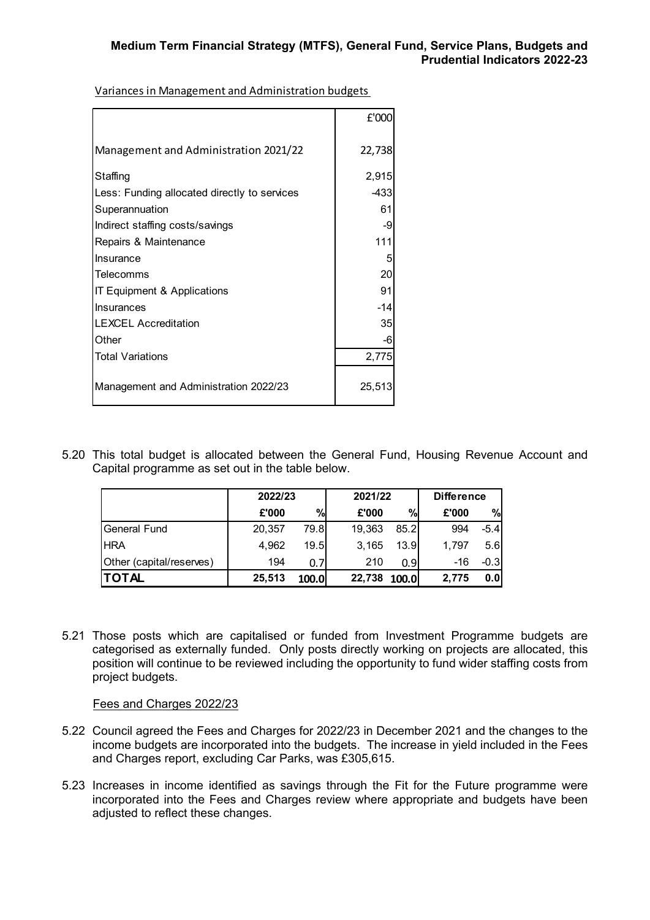Variances in Management and Administration budgets

| | £'000 |
|---|---|
| Management and Administration 2021/22 | 22,738 |
| Staffing | 2,915 |
| Less: Funding allocated directly to services | -433 |
| Superannuation | 61 |
| Indirect staffing costs/savings | -9 |
| Repairs & Maintenance | 111 |
| Insurance | 5 |
| Telecomms | 20 |
| IT Equipment & Applications | 91 |
| Insurances | -14 |
| LEXCEL Accreditation | 35 |
| Other | -6 |
| Total Variations | 2,775 |
| Management and Administration 2022/23 | 25,513 |

5.20 This total budget is allocated between the General Fund, Housing Revenue Account and Capital programme as set out in the table below.

| | 2022/23 | | 2021/22 | | Difference | |
|---|---|---|---|---|---|---|
| | £'000 | % | £'000 | % | £'000 | % |
| General Fund | 20,357 | 79.8 | 19,363 | 85.2 | 994 | -5.4 |
| HRA | 4,962 | 19.5 | 3,165 | 13.9 | 1,797 | 5.6 |
| Other (capital/reserves) | 194 | 0.7 | 210 | 0.9 | -16 | -0.3 |
| **TOTAL** | **25,513** | **100.0** | **22,738** | **100.0** | **2,775** | **0.0** |

5.21 Those posts which are capitalised or funded from Investment Programme budgets are categorised as externally funded. Only posts directly working on projects are allocated, this position will continue to be reviewed including the opportunity to fund wider staffing costs from project budgets.

Fees and Charges 2022/23

5.22 Council agreed the Fees and Charges for 2022/23 in December 2021 and the changes to the income budgets are incorporated into the budgets. The increase in yield included in the Fees and Charges report, excluding Car Parks, was £305,615.

5.23 Increases in income identified as savings through the Fit for the Future programme were incorporated into the Fees and Charges review where appropriate and budgets have been adjusted to reflect these changes.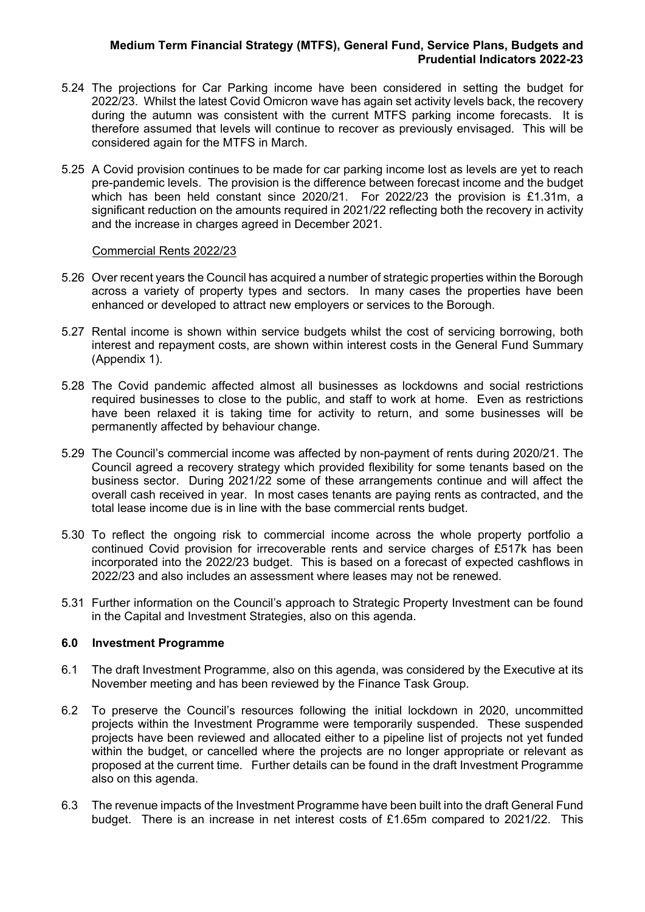5.24 The projections for Car Parking income have been considered in setting the budget for 2022/23. Whilst the latest Covid Omicron wave has again set activity levels back, the recovery during the autumn was consistent with the current MTFS parking income forecasts. It is therefore assumed that levels will continue to recover as previously envisaged. This will be considered again for the MTFS in March.

5.25 A Covid provision continues to be made for car parking income lost as levels are yet to reach pre-pandemic levels. The provision is the difference between forecast income and the budget which has been held constant since 2020/21. For 2022/23 the provision is £1.31m, a significant reduction on the amounts required in 2021/22 reflecting both the recovery in activity and the increase in charges agreed in December 2021.

Commercial Rents 2022/23

5.26 Over recent years the Council has acquired a number of strategic properties within the Borough across a variety of property types and sectors. In many cases the properties have been enhanced or developed to attract new employers or services to the Borough.

5.27 Rental income is shown within service budgets whilst the cost of servicing borrowing, both interest and repayment costs, are shown within interest costs in the General Fund Summary (Appendix 1).

5.28 The Covid pandemic affected almost all businesses as lockdowns and social restrictions required businesses to close to the public, and staff to work at home. Even as restrictions have been relaxed it is taking time for activity to return, and some businesses will be permanently affected by behaviour change.

5.29 The Council's commercial income was affected by non-payment of rents during 2020/21. The Council agreed a recovery strategy which provided flexibility for some tenants based on the business sector. During 2021/22 some of these arrangements continue and will affect the overall cash received in year. In most cases tenants are paying rents as contracted, and the total lease income due is in line with the base commercial rents budget.

5.30 To reflect the ongoing risk to commercial income across the whole property portfolio a continued Covid provision for irrecoverable rents and service charges of £517k has been incorporated into the 2022/23 budget. This is based on a forecast of expected cashflows in 2022/23 and also includes an assessment where leases may not be renewed.

5.31 Further information on the Council's approach to Strategic Property Investment can be found in the Capital and Investment Strategies, also on this agenda.

## 6.0 Investment Programme

6.1 The draft Investment Programme, also on this agenda, was considered by the Executive at its November meeting and has been reviewed by the Finance Task Group.

6.2 To preserve the Council's resources following the initial lockdown in 2020, uncommitted projects within the Investment Programme were temporarily suspended. These suspended projects have been reviewed and allocated either to a pipeline list of projects not yet funded within the budget, or cancelled where the projects are no longer appropriate or relevant as proposed at the current time. Further details can be found in the draft Investment Programme also on this agenda.

6.3 The revenue impacts of the Investment Programme have been built into the draft General Fund budget. There is an increase in net interest costs of £1.65m compared to 2021/22. This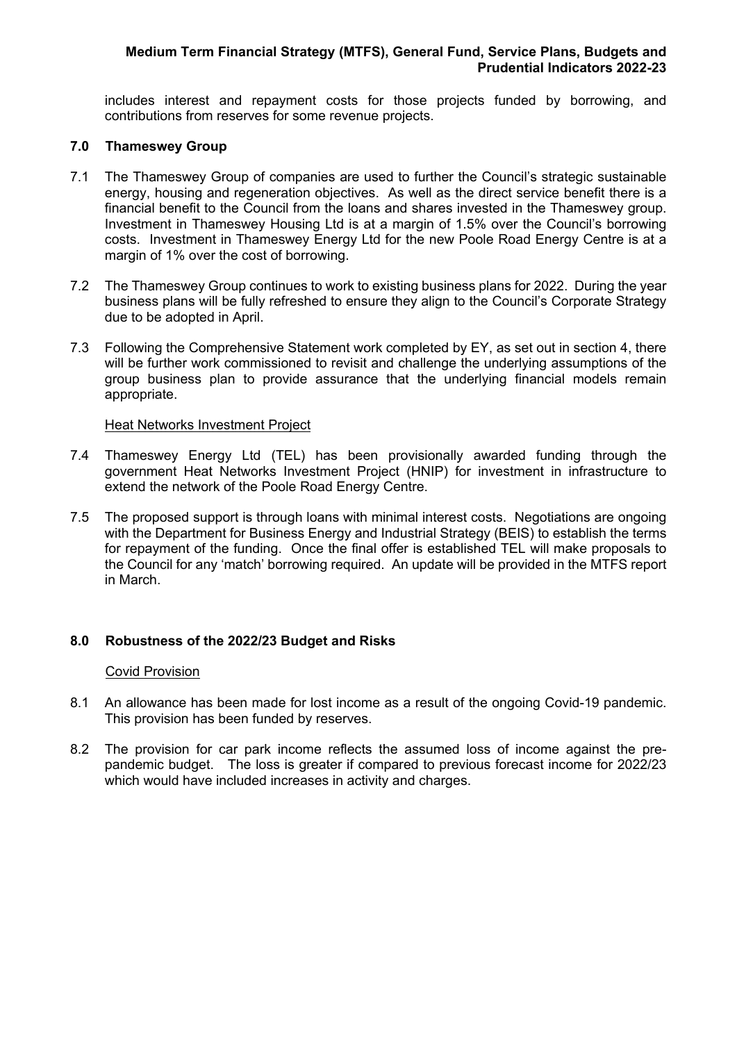includes interest and repayment costs for those projects funded by borrowing, and contributions from reserves for some revenue projects.

## 7.0 Thameswey Group

7.1 The Thameswey Group of companies are used to further the Council's strategic sustainable energy, housing and regeneration objectives. As well as the direct service benefit there is a financial benefit to the Council from the loans and shares invested in the Thameswey group. Investment in Thameswey Housing Ltd is at a margin of 1.5% over the Council's borrowing costs. Investment in Thameswey Energy Ltd for the new Poole Road Energy Centre is at a margin of 1% over the cost of borrowing.

7.2 The Thameswey Group continues to work to existing business plans for 2022. During the year business plans will be fully refreshed to ensure they align to the Council's Corporate Strategy due to be adopted in April.

7.3 Following the Comprehensive Statement work completed by EY, as set out in section 4, there will be further work commissioned to revisit and challenge the underlying assumptions of the group business plan to provide assurance that the underlying financial models remain appropriate.

Heat Networks Investment Project

7.4 Thameswey Energy Ltd (TEL) has been provisionally awarded funding through the government Heat Networks Investment Project (HNIP) for investment in infrastructure to extend the network of the Poole Road Energy Centre.

7.5 The proposed support is through loans with minimal interest costs. Negotiations are ongoing with the Department for Business Energy and Industrial Strategy (BEIS) to establish the terms for repayment of the funding. Once the final offer is established TEL will make proposals to the Council for any 'match' borrowing required. An update will be provided in the MTFS report in March.

## 8.0 Robustness of the 2022/23 Budget and Risks

Covid Provision

8.1 An allowance has been made for lost income as a result of the ongoing Covid-19 pandemic. This provision has been funded by reserves.

8.2 The provision for car park income reflects the assumed loss of income against the pre-pandemic budget. The loss is greater if compared to previous forecast income for 2022/23 which would have included increases in activity and charges.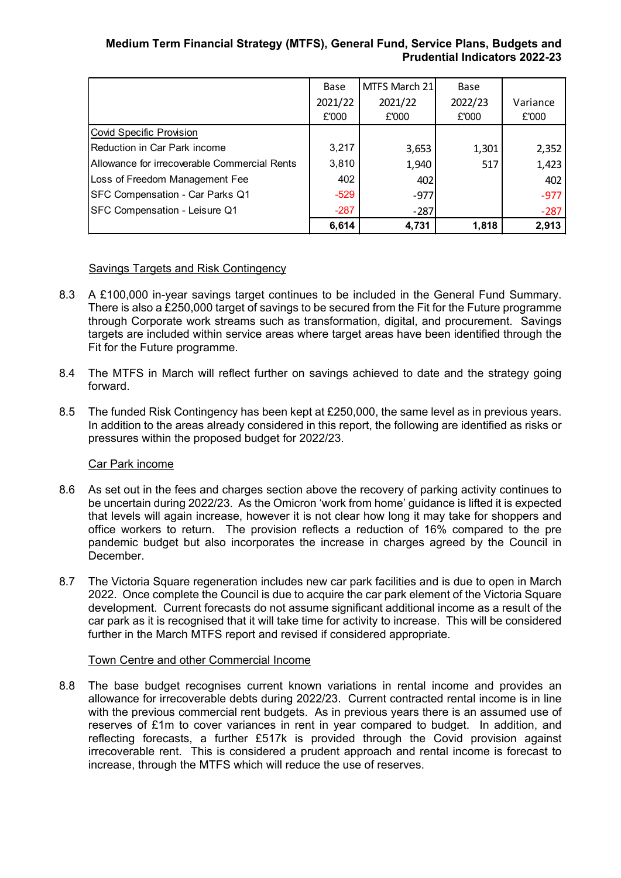| | Base 2021/22 £'000 | MTFS March 21 2021/22 £'000 | Base 2022/23 £'000 | Variance £'000 |
|---|---|---|---|---|
| Covid Specific Provision | | | | |
| Reduction in Car Park income | 3,217 | 3,653 | 1,301 | 2,352 |
| Allowance for irrecoverable Commercial Rents | 3,810 | 1,940 | 517 | 1,423 |
| Loss of Freedom Management Fee | 402 | 402 | | 402 |
| SFC Compensation - Car Parks Q1 | -529 | -977 | | -977 |
| SFC Compensation - Leisure Q1 | -287 | -287 | | -287 |
| | **6,614** | **4,731** | **1,818** | **2,913** |

Savings Targets and Risk Contingency

8.3 A £100,000 in-year savings target continues to be included in the General Fund Summary. There is also a £250,000 target of savings to be secured from the Fit for the Future programme through Corporate work streams such as transformation, digital, and procurement. Savings targets are included within service areas where target areas have been identified through the Fit for the Future programme.

8.4 The MTFS in March will reflect further on savings achieved to date and the strategy going forward.

8.5 The funded Risk Contingency has been kept at £250,000, the same level as in previous years. In addition to the areas already considered in this report, the following are identified as risks or pressures within the proposed budget for 2022/23.

Car Park income

8.6 As set out in the fees and charges section above the recovery of parking activity continues to be uncertain during 2022/23. As the Omicron 'work from home' guidance is lifted it is expected that levels will again increase, however it is not clear how long it may take for shoppers and office workers to return. The provision reflects a reduction of 16% compared to the pre pandemic budget but also incorporates the increase in charges agreed by the Council in December.

8.7 The Victoria Square regeneration includes new car park facilities and is due to open in March 2022. Once complete the Council is due to acquire the car park element of the Victoria Square development. Current forecasts do not assume significant additional income as a result of the car park as it is recognised that it will take time for activity to increase. This will be considered further in the March MTFS report and revised if considered appropriate.

Town Centre and other Commercial Income

8.8 The base budget recognises current known variations in rental income and provides an allowance for irrecoverable debts during 2022/23. Current contracted rental income is in line with the previous commercial rent budgets. As in previous years there is an assumed use of reserves of £1m to cover variances in rent in year compared to budget. In addition, and reflecting forecasts, a further £517k is provided through the Covid provision against irrecoverable rent. This is considered a prudent approach and rental income is forecast to increase, through the MTFS which will reduce the use of reserves.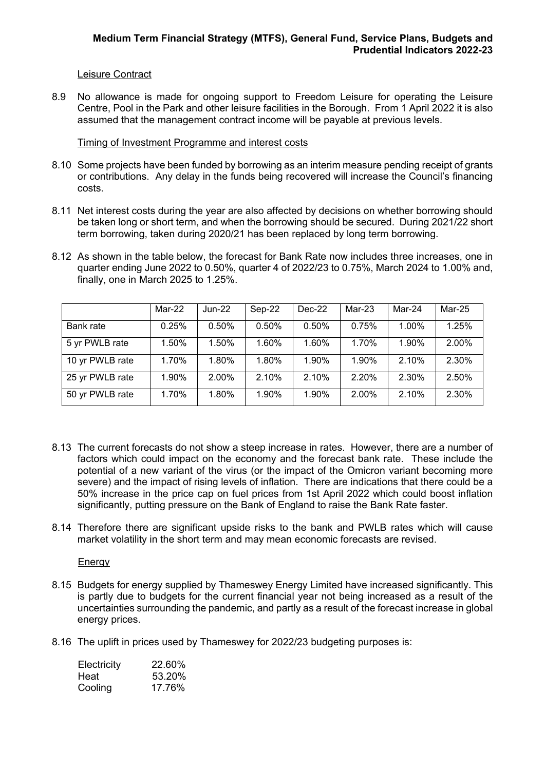Leisure Contract

8.9 No allowance is made for ongoing support to Freedom Leisure for operating the Leisure Centre, Pool in the Park and other leisure facilities in the Borough. From 1 April 2022 it is also assumed that the management contract income will be payable at previous levels.

Timing of Investment Programme and interest costs

8.10 Some projects have been funded by borrowing as an interim measure pending receipt of grants or contributions. Any delay in the funds being recovered will increase the Council's financing costs.

8.11 Net interest costs during the year are also affected by decisions on whether borrowing should be taken long or short term, and when the borrowing should be secured. During 2021/22 short term borrowing, taken during 2020/21 has been replaced by long term borrowing.

8.12 As shown in the table below, the forecast for Bank Rate now includes three increases, one in quarter ending June 2022 to 0.50%, quarter 4 of 2022/23 to 0.75%, March 2024 to 1.00% and, finally, one in March 2025 to 1.25%.

| | Mar-22 | Jun-22 | Sep-22 | Dec-22 | Mar-23 | Mar-24 | Mar-25 |
|---|---|---|---|---|---|---|---|
| Bank rate | 0.25% | 0.50% | 0.50% | 0.50% | 0.75% | 1.00% | 1.25% |
| 5 yr PWLB rate | 1.50% | 1.50% | 1.60% | 1.60% | 1.70% | 1.90% | 2.00% |
| 10 yr PWLB rate | 1.70% | 1.80% | 1.80% | 1.90% | 1.90% | 2.10% | 2.30% |
| 25 yr PWLB rate | 1.90% | 2.00% | 2.10% | 2.10% | 2.20% | 2.30% | 2.50% |
| 50 yr PWLB rate | 1.70% | 1.80% | 1.90% | 1.90% | 2.00% | 2.10% | 2.30% |

8.13 The current forecasts do not show a steep increase in rates. However, there are a number of factors which could impact on the economy and the forecast bank rate. These include the potential of a new variant of the virus (or the impact of the Omicron variant becoming more severe) and the impact of rising levels of inflation. There are indications that there could be a 50% increase in the price cap on fuel prices from 1st April 2022 which could boost inflation significantly, putting pressure on the Bank of England to raise the Bank Rate faster.

8.14 Therefore there are significant upside risks to the bank and PWLB rates which will cause market volatility in the short term and may mean economic forecasts are revised.

Energy

8.15 Budgets for energy supplied by Thameswey Energy Limited have increased significantly. This is partly due to budgets for the current financial year not being increased as a result of the uncertainties surrounding the pandemic, and partly as a result of the forecast increase in global energy prices.

8.16 The uplift in prices used by Thameswey for 2022/23 budgeting purposes is:

| | |
|---|---|
| Electricity | 22.60% |
| Heat | 53.20% |
| Cooling | 17.76% |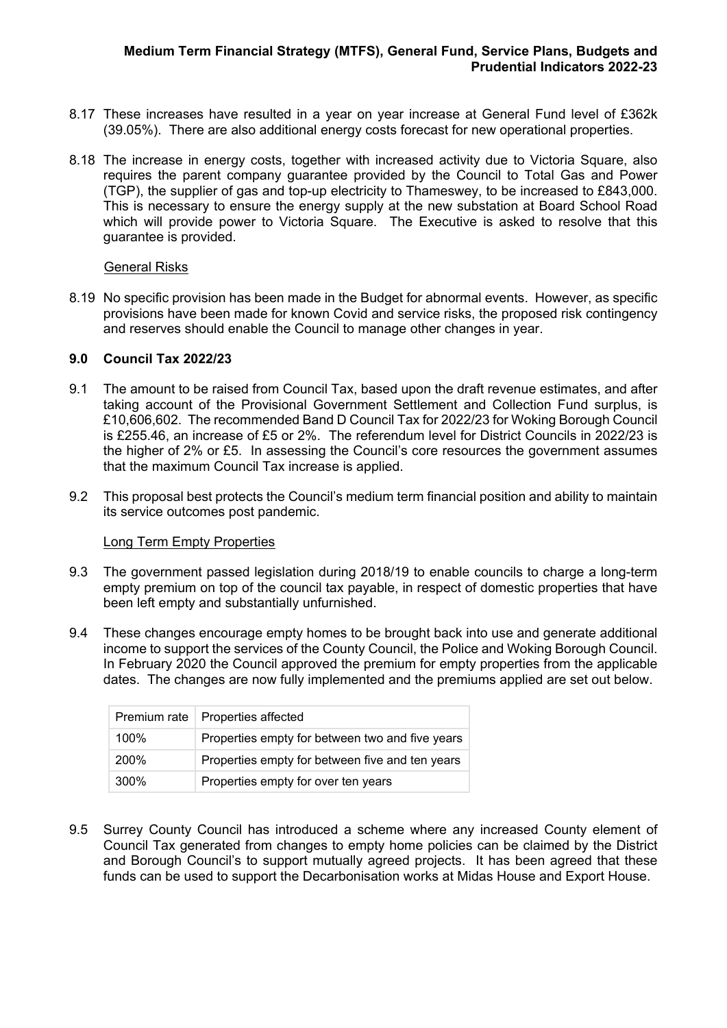8.17 These increases have resulted in a year on year increase at General Fund level of £362k (39.05%). There are also additional energy costs forecast for new operational properties.

8.18 The increase in energy costs, together with increased activity due to Victoria Square, also requires the parent company guarantee provided by the Council to Total Gas and Power (TGP), the supplier of gas and top-up electricity to Thameswey, to be increased to £843,000. This is necessary to ensure the energy supply at the new substation at Board School Road which will provide power to Victoria Square. The Executive is asked to resolve that this guarantee is provided.

General Risks

8.19 No specific provision has been made in the Budget for abnormal events. However, as specific provisions have been made for known Covid and service risks, the proposed risk contingency and reserves should enable the Council to manage other changes in year.

## 9.0 Council Tax 2022/23

9.1 The amount to be raised from Council Tax, based upon the draft revenue estimates, and after taking account of the Provisional Government Settlement and Collection Fund surplus, is £10,606,602. The recommended Band D Council Tax for 2022/23 for Woking Borough Council is £255.46, an increase of £5 or 2%. The referendum level for District Councils in 2022/23 is the higher of 2% or £5. In assessing the Council's core resources the government assumes that the maximum Council Tax increase is applied.

9.2 This proposal best protects the Council's medium term financial position and ability to maintain its service outcomes post pandemic.

Long Term Empty Properties

9.3 The government passed legislation during 2018/19 to enable councils to charge a long-term empty premium on top of the council tax payable, in respect of domestic properties that have been left empty and substantially unfurnished.

9.4 These changes encourage empty homes to be brought back into use and generate additional income to support the services of the County Council, the Police and Woking Borough Council. In February 2020 the Council approved the premium for empty properties from the applicable dates. The changes are now fully implemented and the premiums applied are set out below.

| Premium rate | Properties affected |
|---|---|
| 100% | Properties empty for between two and five years |
| 200% | Properties empty for between five and ten years |
| 300% | Properties empty for over ten years |

9.5 Surrey County Council has introduced a scheme where any increased County element of Council Tax generated from changes to empty home policies can be claimed by the District and Borough Council's to support mutually agreed projects. It has been agreed that these funds can be used to support the Decarbonisation works at Midas House and Export House.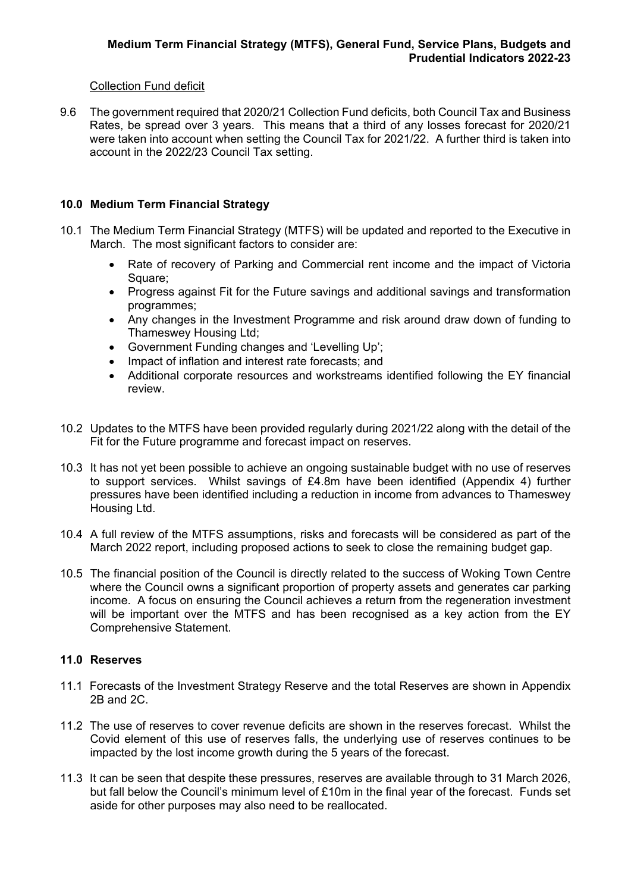Collection Fund deficit

9.6 The government required that 2020/21 Collection Fund deficits, both Council Tax and Business Rates, be spread over 3 years. This means that a third of any losses forecast for 2020/21 were taken into account when setting the Council Tax for 2021/22. A further third is taken into account in the 2022/23 Council Tax setting.

## 10.0 Medium Term Financial Strategy

10.1 The Medium Term Financial Strategy (MTFS) will be updated and reported to the Executive in March. The most significant factors to consider are:

- Rate of recovery of Parking and Commercial rent income and the impact of Victoria Square;
- Progress against Fit for the Future savings and additional savings and transformation programmes;
- Any changes in the Investment Programme and risk around draw down of funding to Thameswey Housing Ltd;
- Government Funding changes and 'Levelling Up';
- Impact of inflation and interest rate forecasts; and
- Additional corporate resources and workstreams identified following the EY financial review.

10.2 Updates to the MTFS have been provided regularly during 2021/22 along with the detail of the Fit for the Future programme and forecast impact on reserves.

10.3 It has not yet been possible to achieve an ongoing sustainable budget with no use of reserves to support services. Whilst savings of £4.8m have been identified (Appendix 4) further pressures have been identified including a reduction in income from advances to Thameswey Housing Ltd.

10.4 A full review of the MTFS assumptions, risks and forecasts will be considered as part of the March 2022 report, including proposed actions to seek to close the remaining budget gap.

10.5 The financial position of the Council is directly related to the success of Woking Town Centre where the Council owns a significant proportion of property assets and generates car parking income. A focus on ensuring the Council achieves a return from the regeneration investment will be important over the MTFS and has been recognised as a key action from the EY Comprehensive Statement.

## 11.0 Reserves

11.1 Forecasts of the Investment Strategy Reserve and the total Reserves are shown in Appendix 2B and 2C.

11.2 The use of reserves to cover revenue deficits are shown in the reserves forecast. Whilst the Covid element of this use of reserves falls, the underlying use of reserves continues to be impacted by the lost income growth during the 5 years of the forecast.

11.3 It can be seen that despite these pressures, reserves are available through to 31 March 2026, but fall below the Council's minimum level of £10m in the final year of the forecast. Funds set aside for other purposes may also need to be reallocated.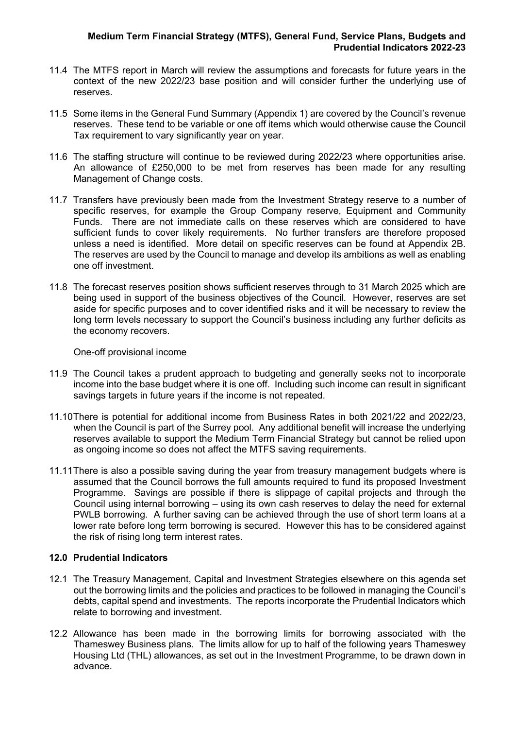11.4 The MTFS report in March will review the assumptions and forecasts for future years in the context of the new 2022/23 base position and will consider further the underlying use of reserves.

11.5 Some items in the General Fund Summary (Appendix 1) are covered by the Council's revenue reserves. These tend to be variable or one off items which would otherwise cause the Council Tax requirement to vary significantly year on year.

11.6 The staffing structure will continue to be reviewed during 2022/23 where opportunities arise. An allowance of £250,000 to be met from reserves has been made for any resulting Management of Change costs.

11.7 Transfers have previously been made from the Investment Strategy reserve to a number of specific reserves, for example the Group Company reserve, Equipment and Community Funds. There are not immediate calls on these reserves which are considered to have sufficient funds to cover likely requirements. No further transfers are therefore proposed unless a need is identified. More detail on specific reserves can be found at Appendix 2B. The reserves are used by the Council to manage and develop its ambitions as well as enabling one off investment.

11.8 The forecast reserves position shows sufficient reserves through to 31 March 2025 which are being used in support of the business objectives of the Council. However, reserves are set aside for specific purposes and to cover identified risks and it will be necessary to review the long term levels necessary to support the Council's business including any further deficits as the economy recovers.

One-off provisional income

11.9 The Council takes a prudent approach to budgeting and generally seeks not to incorporate income into the base budget where it is one off. Including such income can result in significant savings targets in future years if the income is not repeated.

11.10 There is potential for additional income from Business Rates in both 2021/22 and 2022/23, when the Council is part of the Surrey pool. Any additional benefit will increase the underlying reserves available to support the Medium Term Financial Strategy but cannot be relied upon as ongoing income so does not affect the MTFS saving requirements.

11.11 There is also a possible saving during the year from treasury management budgets where is assumed that the Council borrows the full amounts required to fund its proposed Investment Programme. Savings are possible if there is slippage of capital projects and through the Council using internal borrowing – using its own cash reserves to delay the need for external PWLB borrowing. A further saving can be achieved through the use of short term loans at a lower rate before long term borrowing is secured. However this has to be considered against the risk of rising long term interest rates.

## 12.0 Prudential Indicators

12.1 The Treasury Management, Capital and Investment Strategies elsewhere on this agenda set out the borrowing limits and the policies and practices to be followed in managing the Council's debts, capital spend and investments. The reports incorporate the Prudential Indicators which relate to borrowing and investment.

12.2 Allowance has been made in the borrowing limits for borrowing associated with the Thameswey Business plans. The limits allow for up to half of the following years Thameswey Housing Ltd (THL) allowances, as set out in the Investment Programme, to be drawn down in advance.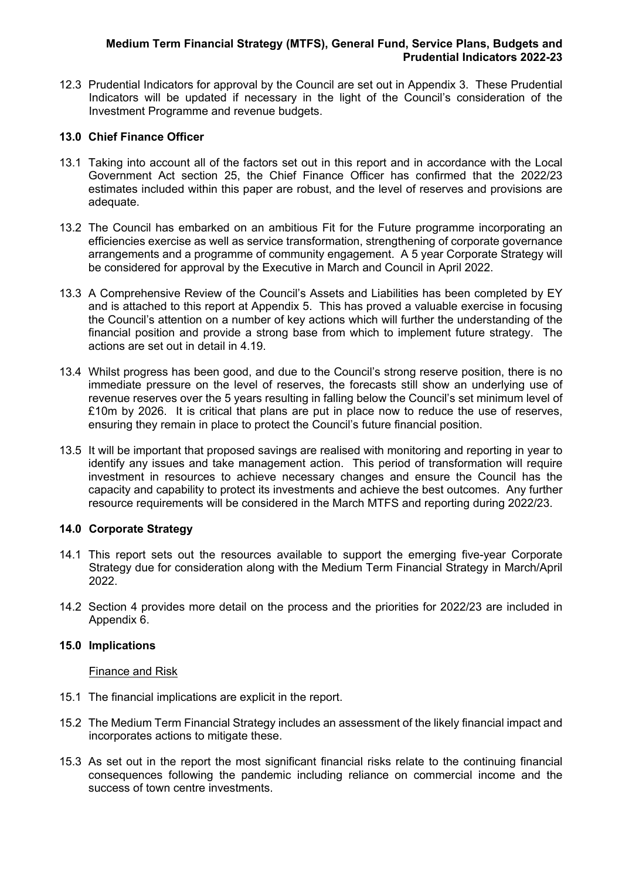12.3 Prudential Indicators for approval by the Council are set out in Appendix 3. These Prudential Indicators will be updated if necessary in the light of the Council's consideration of the Investment Programme and revenue budgets.

### 13.0 Chief Finance Officer

13.1 Taking into account all of the factors set out in this report and in accordance with the Local Government Act section 25, the Chief Finance Officer has confirmed that the 2022/23 estimates included within this paper are robust, and the level of reserves and provisions are adequate.

13.2 The Council has embarked on an ambitious Fit for the Future programme incorporating an efficiencies exercise as well as service transformation, strengthening of corporate governance arrangements and a programme of community engagement. A 5 year Corporate Strategy will be considered for approval by the Executive in March and Council in April 2022.

13.3 A Comprehensive Review of the Council's Assets and Liabilities has been completed by EY and is attached to this report at Appendix 5. This has proved a valuable exercise in focusing the Council's attention on a number of key actions which will further the understanding of the financial position and provide a strong base from which to implement future strategy. The actions are set out in detail in 4.19.

13.4 Whilst progress has been good, and due to the Council's strong reserve position, there is no immediate pressure on the level of reserves, the forecasts still show an underlying use of revenue reserves over the 5 years resulting in falling below the Council's set minimum level of £10m by 2026. It is critical that plans are put in place now to reduce the use of reserves, ensuring they remain in place to protect the Council's future financial position.

13.5 It will be important that proposed savings are realised with monitoring and reporting in year to identify any issues and take management action. This period of transformation will require investment in resources to achieve necessary changes and ensure the Council has the capacity and capability to protect its investments and achieve the best outcomes. Any further resource requirements will be considered in the March MTFS and reporting during 2022/23.

### 14.0 Corporate Strategy

14.1 This report sets out the resources available to support the emerging five-year Corporate Strategy due for consideration along with the Medium Term Financial Strategy in March/April 2022.

14.2 Section 4 provides more detail on the process and the priorities for 2022/23 are included in Appendix 6.

### 15.0 Implications

Finance and Risk

15.1 The financial implications are explicit in the report.

15.2 The Medium Term Financial Strategy includes an assessment of the likely financial impact and incorporates actions to mitigate these.

15.3 As set out in the report the most significant financial risks relate to the continuing financial consequences following the pandemic including reliance on commercial income and the success of town centre investments.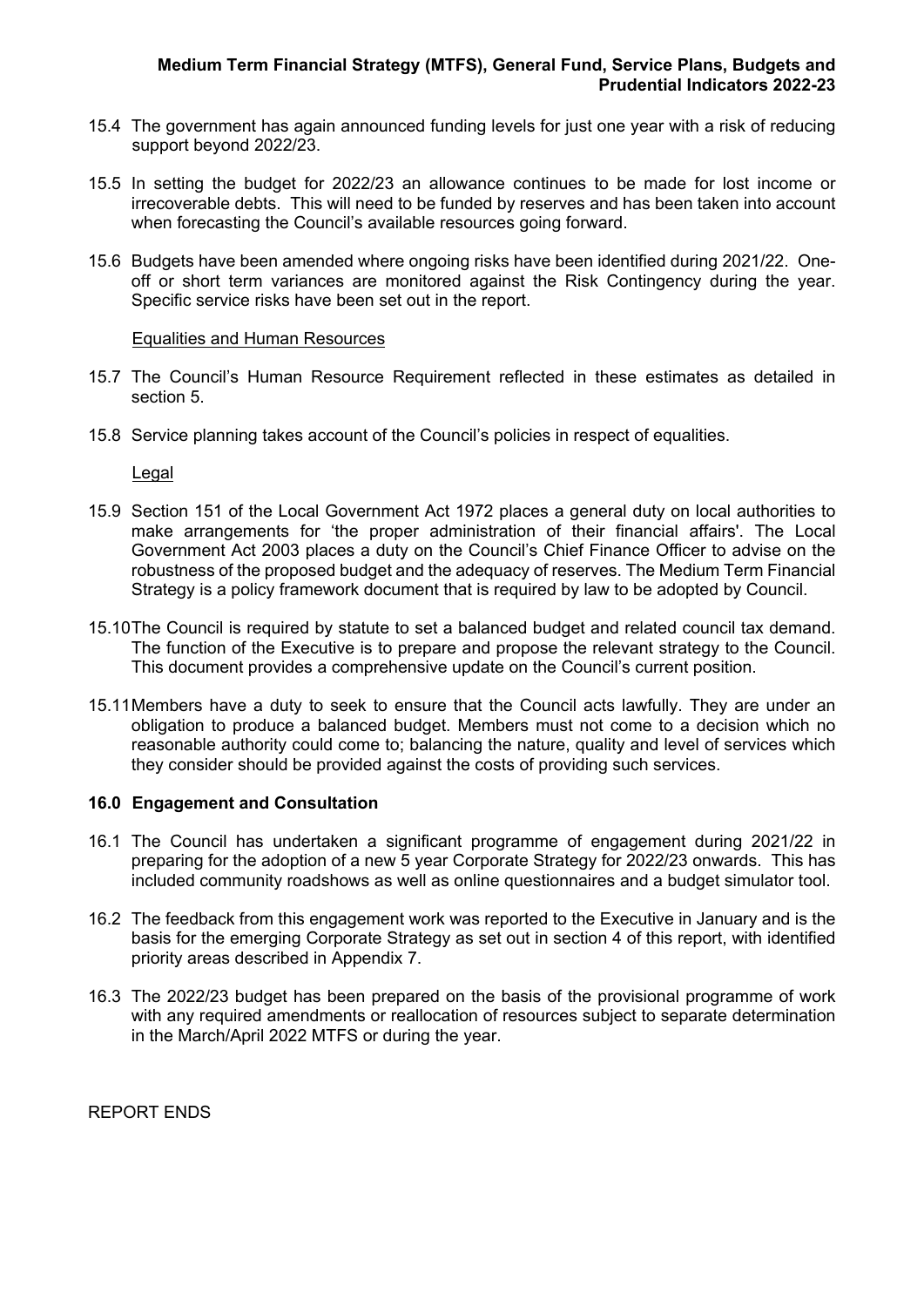15.4 The government has again announced funding levels for just one year with a risk of reducing support beyond 2022/23.

15.5 In setting the budget for 2022/23 an allowance continues to be made for lost income or irrecoverable debts. This will need to be funded by reserves and has been taken into account when forecasting the Council's available resources going forward.

15.6 Budgets have been amended where ongoing risks have been identified during 2021/22. One-off or short term variances are monitored against the Risk Contingency during the year. Specific service risks have been set out in the report.

Equalities and Human Resources

15.7 The Council's Human Resource Requirement reflected in these estimates as detailed in section 5.

15.8 Service planning takes account of the Council's policies in respect of equalities.

Legal

15.9 Section 151 of the Local Government Act 1972 places a general duty on local authorities to make arrangements for 'the proper administration of their financial affairs'. The Local Government Act 2003 places a duty on the Council's Chief Finance Officer to advise on the robustness of the proposed budget and the adequacy of reserves. The Medium Term Financial Strategy is a policy framework document that is required by law to be adopted by Council.

15.10 The Council is required by statute to set a balanced budget and related council tax demand. The function of the Executive is to prepare and propose the relevant strategy to the Council. This document provides a comprehensive update on the Council's current position.

15.11 Members have a duty to seek to ensure that the Council acts lawfully. They are under an obligation to produce a balanced budget. Members must not come to a decision which no reasonable authority could come to; balancing the nature, quality and level of services which they consider should be provided against the costs of providing such services.

## 16.0 Engagement and Consultation

16.1 The Council has undertaken a significant programme of engagement during 2021/22 in preparing for the adoption of a new 5 year Corporate Strategy for 2022/23 onwards. This has included community roadshows as well as online questionnaires and a budget simulator tool.

16.2 The feedback from this engagement work was reported to the Executive in January and is the basis for the emerging Corporate Strategy as set out in section 4 of this report, with identified priority areas described in Appendix 7.

16.3 The 2022/23 budget has been prepared on the basis of the provisional programme of work with any required amendments or reallocation of resources subject to separate determination in the March/April 2022 MTFS or during the year.

REPORT ENDS